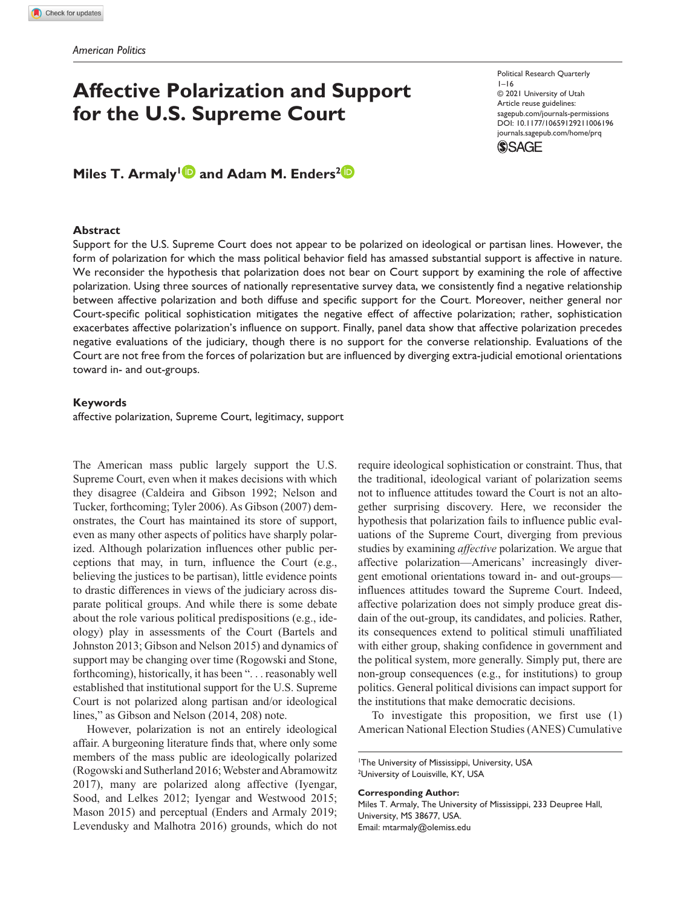American Politics

# Affective Polarization and Support for the U.S. Supreme Court

Political Research Quarterly
© 2021 University of Utah
Article reuse guidelines:
sagepub.com/journals-permissions
DOI: 10.1177/10659129211006196
journals.sagepub.com/home/prq

**Miles T. Armaly[1] and Adam M. Enders[2]**

## Abstract

Support for the U.S. Supreme Court does not appear to be polarized on ideological or partisan lines. However, the form of polarization for which the mass political behavior field has amassed substantial support is affective in nature. We reconsider the hypothesis that polarization does not bear on Court support by examining the role of affective polarization. Using three sources of nationally representative survey data, we consistently find a negative relationship between affective polarization and both diffuse and specific support for the Court. Moreover, neither general nor Court-specific political sophistication mitigates the negative effect of affective polarization; rather, sophistication exacerbates affective polarization's influence on support. Finally, panel data show that affective polarization precedes negative evaluations of the judiciary, though there is no support for the converse relationship. Evaluations of the Court are not free from the forces of polarization but are influenced by diverging extra-judicial emotional orientations toward in- and out-groups.

### Keywords

affective polarization, Supreme Court, legitimacy, support

The American mass public largely support the U.S. Supreme Court, even when it makes decisions with which they disagree (Caldeira and Gibson 1992; Nelson and Tucker, forthcoming; Tyler 2006). As Gibson (2007) demonstrates, the Court has maintained its store of support, even as many other aspects of politics have sharply polarized. Although polarization influences other public perceptions that may, in turn, influence the Court (e.g., believing the justices to be partisan), little evidence points to drastic differences in views of the judiciary across disparate political groups. And while there is some debate about the role various political predispositions (e.g., ideology) play in assessments of the Court (Bartels and Johnston 2013; Gibson and Nelson 2015) and dynamics of support may be changing over time (Rogowski and Stone, forthcoming), historically, it has been ". . . reasonably well established that institutional support for the U.S. Supreme Court is not polarized along partisan and/or ideological lines," as Gibson and Nelson (2014, 208) note.

However, polarization is not an entirely ideological affair. A burgeoning literature finds that, where only some members of the mass public are ideologically polarized (Rogowski and Sutherland 2016; Webster and Abramowitz 2017), many are polarized along affective (Iyengar, Sood, and Lelkes 2012; Iyengar and Westwood 2015; Mason 2015) and perceptual (Enders and Armaly 2019; Levendusky and Malhotra 2016) grounds, which do not require ideological sophistication or constraint. Thus, that the traditional, ideological variant of polarization seems not to influence attitudes toward the Court is not an altogether surprising discovery. Here, we reconsider the hypothesis that polarization fails to influence public evaluations of the Supreme Court, diverging from previous studies by examining *affective* polarization. We argue that affective polarization—Americans' increasingly divergent emotional orientations toward in- and out-groups—influences attitudes toward the Supreme Court. Indeed, affective polarization does not simply produce great disdain of the out-group, its candidates, and policies. Rather, its consequences extend to political stimuli unaffiliated with either group, shaking confidence in government and the political system, more generally. Simply put, there are non-group consequences (e.g., for institutions) to group politics. General political divisions can impact support for the institutions that make democratic decisions.

To investigate this proposition, we first use (1) American National Election Studies (ANES) Cumulative

[1]The University of Mississippi, University, USA
[2]University of Louisville, KY, USA

**Corresponding Author:**
Miles T. Armaly, The University of Mississippi, 233 Deupree Hall, University, MS 38677, USA.
Email: mtarmaly@olemiss.edu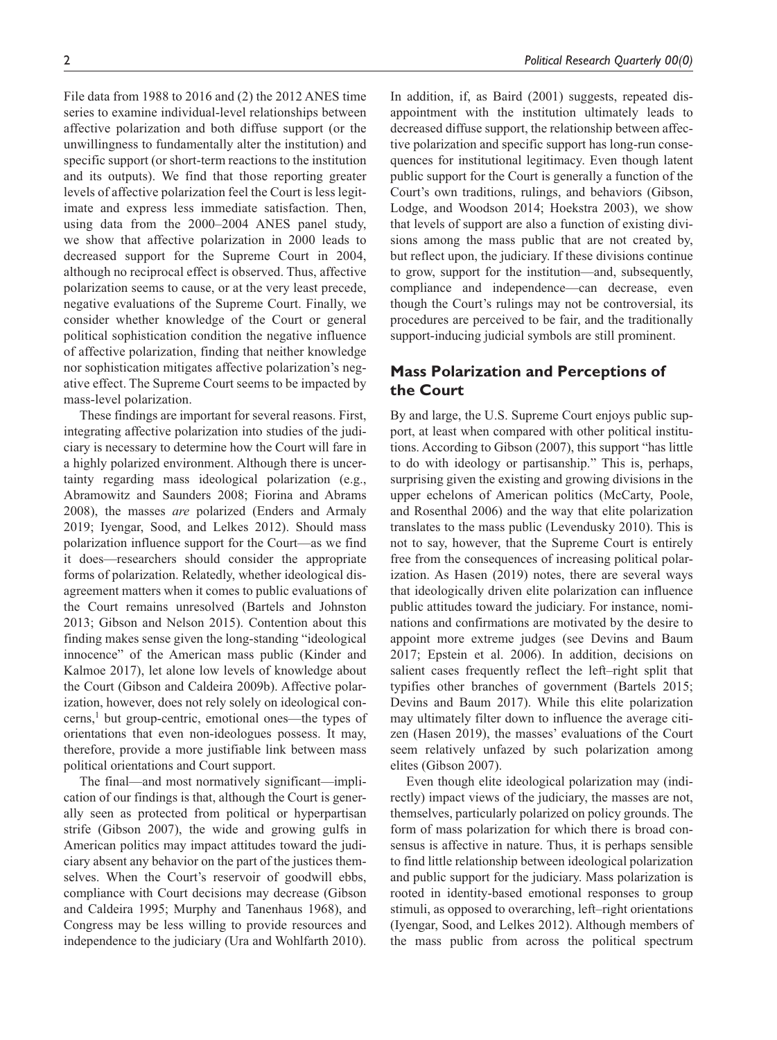File data from 1988 to 2016 and (2) the 2012 ANES time series to examine individual-level relationships between affective polarization and both diffuse support (or the unwillingness to fundamentally alter the institution) and specific support (or short-term reactions to the institution and its outputs). We find that those reporting greater levels of affective polarization feel the Court is less legitimate and express less immediate satisfaction. Then, using data from the 2000–2004 ANES panel study, we show that affective polarization in 2000 leads to decreased support for the Supreme Court in 2004, although no reciprocal effect is observed. Thus, affective polarization seems to cause, or at the very least precede, negative evaluations of the Supreme Court. Finally, we consider whether knowledge of the Court or general political sophistication condition the negative influence of affective polarization, finding that neither knowledge nor sophistication mitigates affective polarization's negative effect. The Supreme Court seems to be impacted by mass-level polarization.

These findings are important for several reasons. First, integrating affective polarization into studies of the judiciary is necessary to determine how the Court will fare in a highly polarized environment. Although there is uncertainty regarding mass ideological polarization (e.g., Abramowitz and Saunders 2008; Fiorina and Abrams 2008), the masses *are* polarized (Enders and Armaly 2019; Iyengar, Sood, and Lelkes 2012). Should mass polarization influence support for the Court—as we find it does—researchers should consider the appropriate forms of polarization. Relatedly, whether ideological disagreement matters when it comes to public evaluations of the Court remains unresolved (Bartels and Johnston 2013; Gibson and Nelson 2015). Contention about this finding makes sense given the long-standing "ideological innocence" of the American mass public (Kinder and Kalmoe 2017), let alone low levels of knowledge about the Court (Gibson and Caldeira 2009b). Affective polarization, however, does not rely solely on ideological concerns,[1] but group-centric, emotional ones—the types of orientations that even non-ideologues possess. It may, therefore, provide a more justifiable link between mass political orientations and Court support.

The final—and most normatively significant—implication of our findings is that, although the Court is generally seen as protected from political or hyperpartisan strife (Gibson 2007), the wide and growing gulfs in American politics may impact attitudes toward the judiciary absent any behavior on the part of the justices themselves. When the Court's reservoir of goodwill ebbs, compliance with Court decisions may decrease (Gibson and Caldeira 1995; Murphy and Tanenhaus 1968), and Congress may be less willing to provide resources and independence to the judiciary (Ura and Wohlfarth 2010). In addition, if, as Baird (2001) suggests, repeated disappointment with the institution ultimately leads to decreased diffuse support, the relationship between affective polarization and specific support has long-run consequences for institutional legitimacy. Even though latent public support for the Court is generally a function of the Court's own traditions, rulings, and behaviors (Gibson, Lodge, and Woodson 2014; Hoekstra 2003), we show that levels of support are also a function of existing divisions among the mass public that are not created by, but reflect upon, the judiciary. If these divisions continue to grow, support for the institution—and, subsequently, compliance and independence—can decrease, even though the Court's rulings may not be controversial, its procedures are perceived to be fair, and the traditionally support-inducing judicial symbols are still prominent.

## Mass Polarization and Perceptions of the Court

By and large, the U.S. Supreme Court enjoys public support, at least when compared with other political institutions. According to Gibson (2007), this support "has little to do with ideology or partisanship." This is, perhaps, surprising given the existing and growing divisions in the upper echelons of American politics (McCarty, Poole, and Rosenthal 2006) and the way that elite polarization translates to the mass public (Levendusky 2010). This is not to say, however, that the Supreme Court is entirely free from the consequences of increasing political polarization. As Hasen (2019) notes, there are several ways that ideologically driven elite polarization can influence public attitudes toward the judiciary. For instance, nominations and confirmations are motivated by the desire to appoint more extreme judges (see Devins and Baum 2017; Epstein et al. 2006). In addition, decisions on salient cases frequently reflect the left–right split that typifies other branches of government (Bartels 2015; Devins and Baum 2017). While this elite polarization may ultimately filter down to influence the average citizen (Hasen 2019), the masses' evaluations of the Court seem relatively unfazed by such polarization among elites (Gibson 2007).

Even though elite ideological polarization may (indirectly) impact views of the judiciary, the masses are not, themselves, particularly polarized on policy grounds. The form of mass polarization for which there is broad consensus is affective in nature. Thus, it is perhaps sensible to find little relationship between ideological polarization and public support for the judiciary. Mass polarization is rooted in identity-based emotional responses to group stimuli, as opposed to overarching, left–right orientations (Iyengar, Sood, and Lelkes 2012). Although members of the mass public from across the political spectrum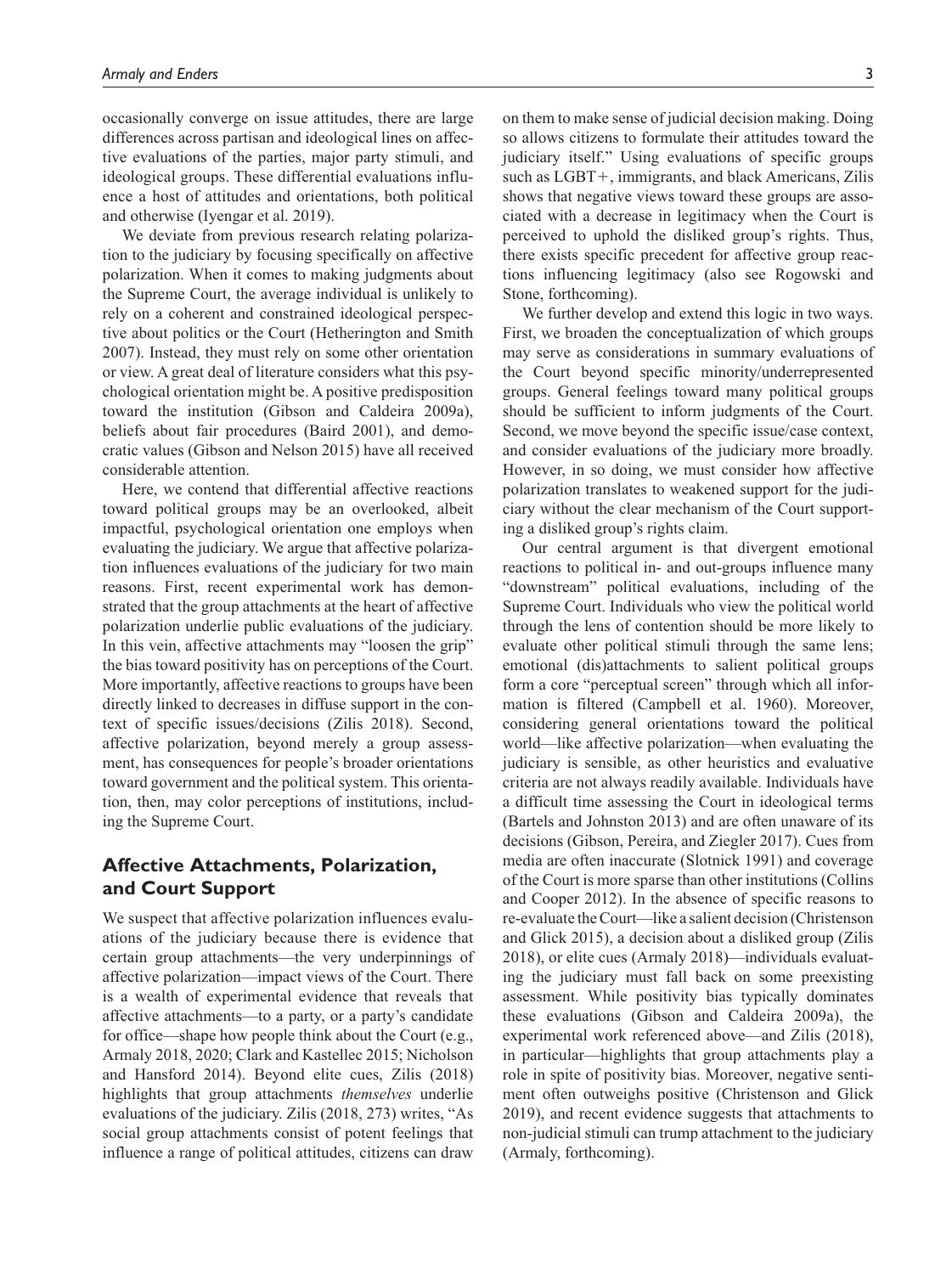occasionally converge on issue attitudes, there are large differences across partisan and ideological lines on affective evaluations of the parties, major party stimuli, and ideological groups. These differential evaluations influence a host of attitudes and orientations, both political and otherwise (Iyengar et al. 2019).

We deviate from previous research relating polarization to the judiciary by focusing specifically on affective polarization. When it comes to making judgments about the Supreme Court, the average individual is unlikely to rely on a coherent and constrained ideological perspective about politics or the Court (Hetherington and Smith 2007). Instead, they must rely on some other orientation or view. A great deal of literature considers what this psychological orientation might be. A positive predisposition toward the institution (Gibson and Caldeira 2009a), beliefs about fair procedures (Baird 2001), and democratic values (Gibson and Nelson 2015) have all received considerable attention.

Here, we contend that differential affective reactions toward political groups may be an overlooked, albeit impactful, psychological orientation one employs when evaluating the judiciary. We argue that affective polarization influences evaluations of the judiciary for two main reasons. First, recent experimental work has demonstrated that the group attachments at the heart of affective polarization underlie public evaluations of the judiciary. In this vein, affective attachments may "loosen the grip" the bias toward positivity has on perceptions of the Court. More importantly, affective reactions to groups have been directly linked to decreases in diffuse support in the context of specific issues/decisions (Zilis 2018). Second, affective polarization, beyond merely a group assessment, has consequences for people's broader orientations toward government and the political system. This orientation, then, may color perceptions of institutions, including the Supreme Court.

## Affective Attachments, Polarization, and Court Support

We suspect that affective polarization influences evaluations of the judiciary because there is evidence that certain group attachments—the very underpinnings of affective polarization—impact views of the Court. There is a wealth of experimental evidence that reveals that affective attachments—to a party, or a party's candidate for office—shape how people think about the Court (e.g., Armaly 2018, 2020; Clark and Kastellec 2015; Nicholson and Hansford 2014). Beyond elite cues, Zilis (2018) highlights that group attachments *themselves* underlie evaluations of the judiciary. Zilis (2018, 273) writes, "As social group attachments consist of potent feelings that influence a range of political attitudes, citizens can draw on them to make sense of judicial decision making. Doing so allows citizens to formulate their attitudes toward the judiciary itself." Using evaluations of specific groups such as LGBT+, immigrants, and black Americans, Zilis shows that negative views toward these groups are associated with a decrease in legitimacy when the Court is perceived to uphold the disliked group's rights. Thus, there exists specific precedent for affective group reactions influencing legitimacy (also see Rogowski and Stone, forthcoming).

We further develop and extend this logic in two ways. First, we broaden the conceptualization of which groups may serve as considerations in summary evaluations of the Court beyond specific minority/underrepresented groups. General feelings toward many political groups should be sufficient to inform judgments of the Court. Second, we move beyond the specific issue/case context, and consider evaluations of the judiciary more broadly. However, in so doing, we must consider how affective polarization translates to weakened support for the judiciary without the clear mechanism of the Court supporting a disliked group's rights claim.

Our central argument is that divergent emotional reactions to political in- and out-groups influence many "downstream" political evaluations, including of the Supreme Court. Individuals who view the political world through the lens of contention should be more likely to evaluate other political stimuli through the same lens; emotional (dis)attachments to salient political groups form a core "perceptual screen" through which all information is filtered (Campbell et al. 1960). Moreover, considering general orientations toward the political world—like affective polarization—when evaluating the judiciary is sensible, as other heuristics and evaluative criteria are not always readily available. Individuals have a difficult time assessing the Court in ideological terms (Bartels and Johnston 2013) and are often unaware of its decisions (Gibson, Pereira, and Ziegler 2017). Cues from media are often inaccurate (Slotnick 1991) and coverage of the Court is more sparse than other institutions (Collins and Cooper 2012). In the absence of specific reasons to re-evaluate the Court—like a salient decision (Christenson and Glick 2015), a decision about a disliked group (Zilis 2018), or elite cues (Armaly 2018)—individuals evaluating the judiciary must fall back on some preexisting assessment. While positivity bias typically dominates these evaluations (Gibson and Caldeira 2009a), the experimental work referenced above—and Zilis (2018), in particular—highlights that group attachments play a role in spite of positivity bias. Moreover, negative sentiment often outweighs positive (Christenson and Glick 2019), and recent evidence suggests that attachments to non-judicial stimuli can trump attachment to the judiciary (Armaly, forthcoming).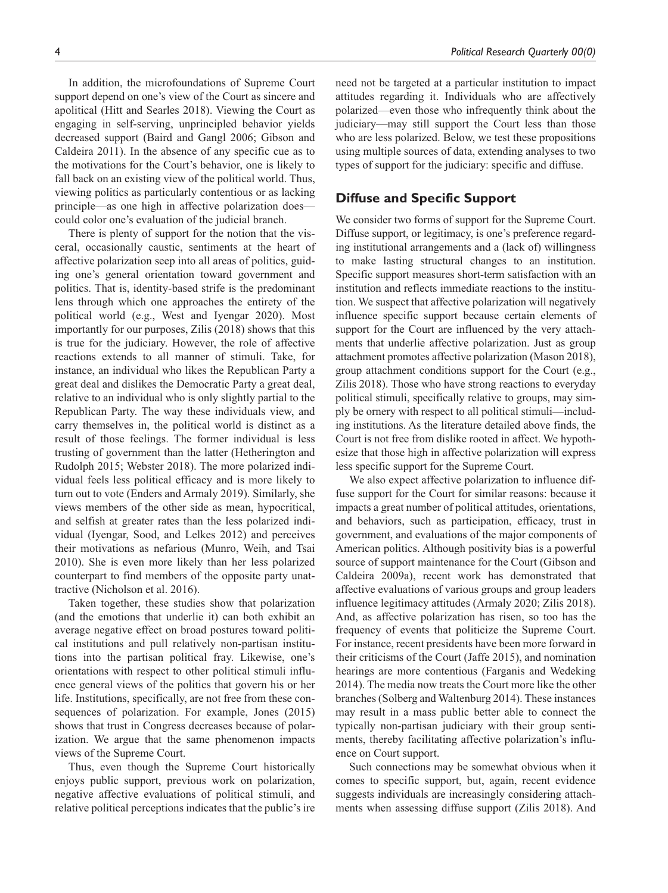In addition, the microfoundations of Supreme Court support depend on one's view of the Court as sincere and apolitical (Hitt and Searles 2018). Viewing the Court as engaging in self-serving, unprincipled behavior yields decreased support (Baird and Gangl 2006; Gibson and Caldeira 2011). In the absence of any specific cue as to the motivations for the Court's behavior, one is likely to fall back on an existing view of the political world. Thus, viewing politics as particularly contentious or as lacking principle—as one high in affective polarization does—could color one's evaluation of the judicial branch.

There is plenty of support for the notion that the visceral, occasionally caustic, sentiments at the heart of affective polarization seep into all areas of politics, guiding one's general orientation toward government and politics. That is, identity-based strife is the predominant lens through which one approaches the entirety of the political world (e.g., West and Iyengar 2020). Most importantly for our purposes, Zilis (2018) shows that this is true for the judiciary. However, the role of affective reactions extends to all manner of stimuli. Take, for instance, an individual who likes the Republican Party a great deal and dislikes the Democratic Party a great deal, relative to an individual who is only slightly partial to the Republican Party. The way these individuals view, and carry themselves in, the political world is distinct as a result of those feelings. The former individual is less trusting of government than the latter (Hetherington and Rudolph 2015; Webster 2018). The more polarized individual feels less political efficacy and is more likely to turn out to vote (Enders and Armaly 2019). Similarly, she views members of the other side as mean, hypocritical, and selfish at greater rates than the less polarized individual (Iyengar, Sood, and Lelkes 2012) and perceives their motivations as nefarious (Munro, Weih, and Tsai 2010). She is even more likely than her less polarized counterpart to find members of the opposite party unattractive (Nicholson et al. 2016).

Taken together, these studies show that polarization (and the emotions that underlie it) can both exhibit an average negative effect on broad postures toward political institutions and pull relatively non-partisan institutions into the partisan political fray. Likewise, one's orientations with respect to other political stimuli influence general views of the politics that govern his or her life. Institutions, specifically, are not free from these consequences of polarization. For example, Jones (2015) shows that trust in Congress decreases because of polarization. We argue that the same phenomenon impacts views of the Supreme Court.

Thus, even though the Supreme Court historically enjoys public support, previous work on polarization, negative affective evaluations of political stimuli, and relative political perceptions indicates that the public's ire need not be targeted at a particular institution to impact attitudes regarding it. Individuals who are affectively polarized—even those who infrequently think about the judiciary—may still support the Court less than those who are less polarized. Below, we test these propositions using multiple sources of data, extending analyses to two types of support for the judiciary: specific and diffuse.

## Diffuse and Specific Support

We consider two forms of support for the Supreme Court. Diffuse support, or legitimacy, is one's preference regarding institutional arrangements and a (lack of) willingness to make lasting structural changes to an institution. Specific support measures short-term satisfaction with an institution and reflects immediate reactions to the institution. We suspect that affective polarization will negatively influence specific support because certain elements of support for the Court are influenced by the very attachments that underlie affective polarization. Just as group attachment promotes affective polarization (Mason 2018), group attachment conditions support for the Court (e.g., Zilis 2018). Those who have strong reactions to everyday political stimuli, specifically relative to groups, may simply be ornery with respect to all political stimuli—including institutions. As the literature detailed above finds, the Court is not free from dislike rooted in affect. We hypothesize that those high in affective polarization will express less specific support for the Supreme Court.

We also expect affective polarization to influence diffuse support for the Court for similar reasons: because it impacts a great number of political attitudes, orientations, and behaviors, such as participation, efficacy, trust in government, and evaluations of the major components of American politics. Although positivity bias is a powerful source of support maintenance for the Court (Gibson and Caldeira 2009a), recent work has demonstrated that affective evaluations of various groups and group leaders influence legitimacy attitudes (Armaly 2020; Zilis 2018). And, as affective polarization has risen, so too has the frequency of events that politicize the Supreme Court. For instance, recent presidents have been more forward in their criticisms of the Court (Jaffe 2015), and nomination hearings are more contentious (Farganis and Wedeking 2014). The media now treats the Court more like the other branches (Solberg and Waltenburg 2014). These instances may result in a mass public better able to connect the typically non-partisan judiciary with their group sentiments, thereby facilitating affective polarization's influence on Court support.

Such connections may be somewhat obvious when it comes to specific support, but, again, recent evidence suggests individuals are increasingly considering attachments when assessing diffuse support (Zilis 2018). And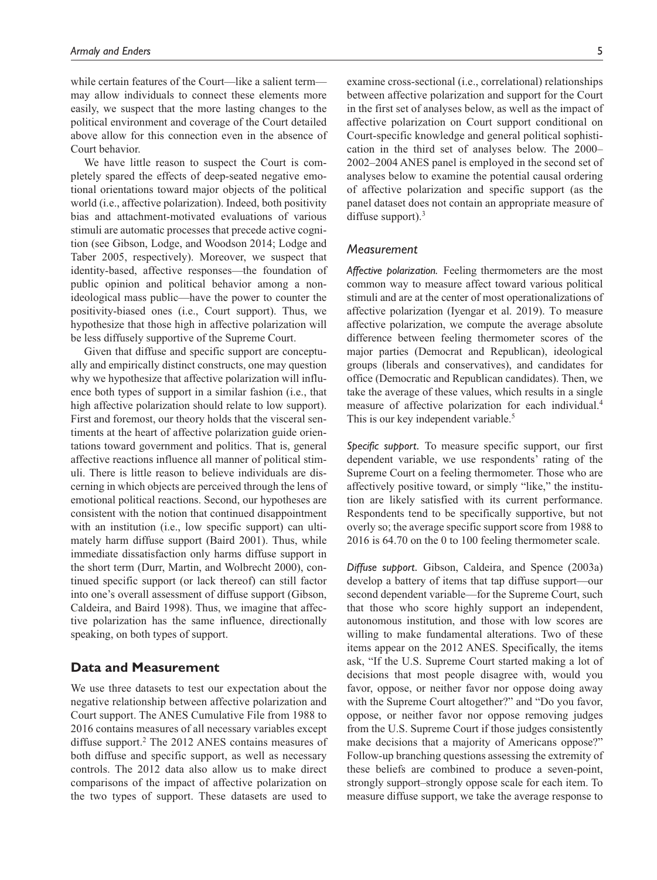while certain features of the Court—like a salient term—may allow individuals to connect these elements more easily, we suspect that the more lasting changes to the political environment and coverage of the Court detailed above allow for this connection even in the absence of Court behavior.

We have little reason to suspect the Court is completely spared the effects of deep-seated negative emotional orientations toward major objects of the political world (i.e., affective polarization). Indeed, both positivity bias and attachment-motivated evaluations of various stimuli are automatic processes that precede active cognition (see Gibson, Lodge, and Woodson 2014; Lodge and Taber 2005, respectively). Moreover, we suspect that identity-based, affective responses—the foundation of public opinion and political behavior among a non-ideological mass public—have the power to counter the positivity-biased ones (i.e., Court support). Thus, we hypothesize that those high in affective polarization will be less diffusely supportive of the Supreme Court.

Given that diffuse and specific support are conceptually and empirically distinct constructs, one may question why we hypothesize that affective polarization will influence both types of support in a similar fashion (i.e., that high affective polarization should relate to low support). First and foremost, our theory holds that the visceral sentiments at the heart of affective polarization guide orientations toward government and politics. That is, general affective reactions influence all manner of political stimuli. There is little reason to believe individuals are discerning in which objects are perceived through the lens of emotional political reactions. Second, our hypotheses are consistent with the notion that continued disappointment with an institution (i.e., low specific support) can ultimately harm diffuse support (Baird 2001). Thus, while immediate dissatisfaction only harms diffuse support in the short term (Durr, Martin, and Wolbrecht 2000), continued specific support (or lack thereof) can still factor into one's overall assessment of diffuse support (Gibson, Caldeira, and Baird 1998). Thus, we imagine that affective polarization has the same influence, directionally speaking, on both types of support.

## Data and Measurement

We use three datasets to test our expectation about the negative relationship between affective polarization and Court support. The ANES Cumulative File from 1988 to 2016 contains measures of all necessary variables except diffuse support.[2] The 2012 ANES contains measures of both diffuse and specific support, as well as necessary controls. The 2012 data also allow us to make direct comparisons of the impact of affective polarization on the two types of support. These datasets are used to examine cross-sectional (i.e., correlational) relationships between affective polarization and support for the Court in the first set of analyses below, as well as the impact of affective polarization on Court support conditional on Court-specific knowledge and general political sophistication in the third set of analyses below. The 2000–2002–2004 ANES panel is employed in the second set of analyses below to examine the potential causal ordering of affective polarization and specific support (as the panel dataset does not contain an appropriate measure of diffuse support).[3]

### Measurement

*Affective polarization.* Feeling thermometers are the most common way to measure affect toward various political stimuli and are at the center of most operationalizations of affective polarization (Iyengar et al. 2019). To measure affective polarization, we compute the average absolute difference between feeling thermometer scores of the major parties (Democrat and Republican), ideological groups (liberals and conservatives), and candidates for office (Democratic and Republican candidates). Then, we take the average of these values, which results in a single measure of affective polarization for each individual.[4] This is our key independent variable.[5]

*Specific support.* To measure specific support, our first dependent variable, we use respondents' rating of the Supreme Court on a feeling thermometer. Those who are affectively positive toward, or simply "like," the institution are likely satisfied with its current performance. Respondents tend to be specifically supportive, but not overly so; the average specific support score from 1988 to 2016 is 64.70 on the 0 to 100 feeling thermometer scale.

*Diffuse support.* Gibson, Caldeira, and Spence (2003a) develop a battery of items that tap diffuse support—our second dependent variable—for the Supreme Court, such that those who score highly support an independent, autonomous institution, and those with low scores are willing to make fundamental alterations. Two of these items appear on the 2012 ANES. Specifically, the items ask, "If the U.S. Supreme Court started making a lot of decisions that most people disagree with, would you favor, oppose, or neither favor nor oppose doing away with the Supreme Court altogether?" and "Do you favor, oppose, or neither favor nor oppose removing judges from the U.S. Supreme Court if those judges consistently make decisions that a majority of Americans oppose?" Follow-up branching questions assessing the extremity of these beliefs are combined to produce a seven-point, strongly support–strongly oppose scale for each item. To measure diffuse support, we take the average response to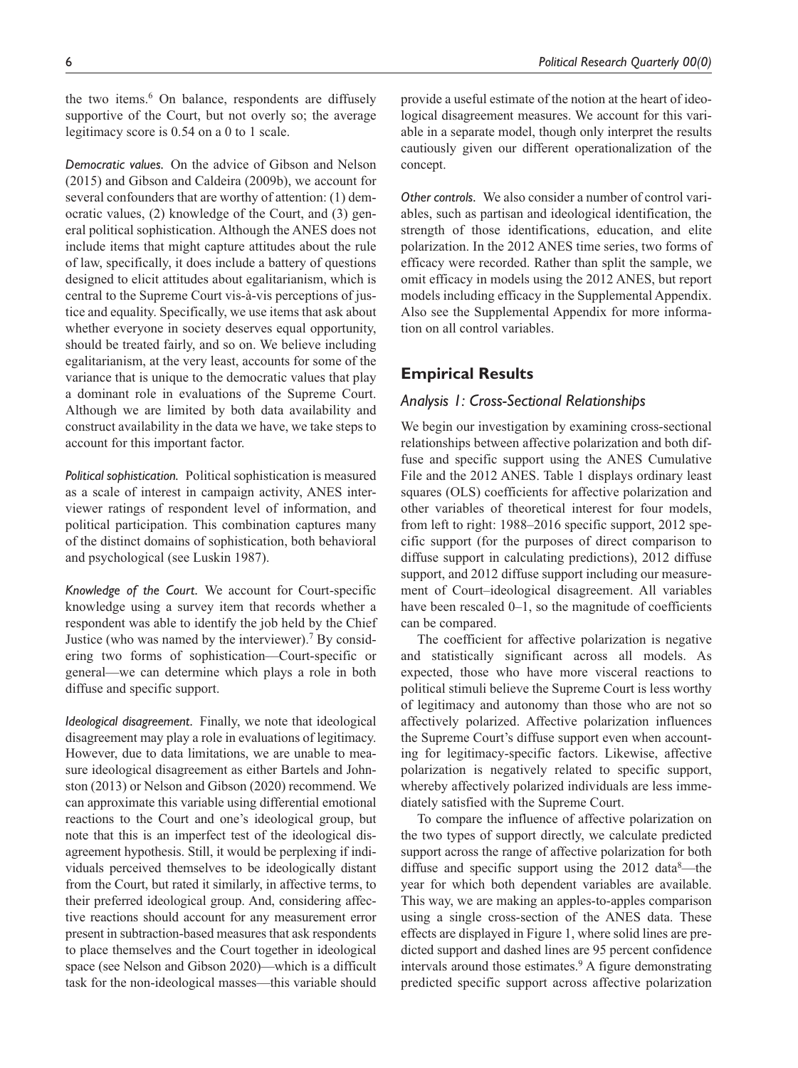the two items.[6] On balance, respondents are diffusely supportive of the Court, but not overly so; the average legitimacy score is 0.54 on a 0 to 1 scale.

*Democratic values.* On the advice of Gibson and Nelson (2015) and Gibson and Caldeira (2009b), we account for several confounders that are worthy of attention: (1) democratic values, (2) knowledge of the Court, and (3) general political sophistication. Although the ANES does not include items that might capture attitudes about the rule of law, specifically, it does include a battery of questions designed to elicit attitudes about egalitarianism, which is central to the Supreme Court vis-à-vis perceptions of justice and equality. Specifically, we use items that ask about whether everyone in society deserves equal opportunity, should be treated fairly, and so on. We believe including egalitarianism, at the very least, accounts for some of the variance that is unique to the democratic values that play a dominant role in evaluations of the Supreme Court. Although we are limited by both data availability and construct availability in the data we have, we take steps to account for this important factor.

*Political sophistication.* Political sophistication is measured as a scale of interest in campaign activity, ANES interviewer ratings of respondent level of information, and political participation. This combination captures many of the distinct domains of sophistication, both behavioral and psychological (see Luskin 1987).

*Knowledge of the Court.* We account for Court-specific knowledge using a survey item that records whether a respondent was able to identify the job held by the Chief Justice (who was named by the interviewer).[7] By considering two forms of sophistication—Court-specific or general—we can determine which plays a role in both diffuse and specific support.

*Ideological disagreement.* Finally, we note that ideological disagreement may play a role in evaluations of legitimacy. However, due to data limitations, we are unable to measure ideological disagreement as either Bartels and Johnston (2013) or Nelson and Gibson (2020) recommend. We can approximate this variable using differential emotional reactions to the Court and one's ideological group, but note that this is an imperfect test of the ideological disagreement hypothesis. Still, it would be perplexing if individuals perceived themselves to be ideologically distant from the Court, but rated it similarly, in affective terms, to their preferred ideological group. And, considering affective reactions should account for any measurement error present in subtraction-based measures that ask respondents to place themselves and the Court together in ideological space (see Nelson and Gibson 2020)—which is a difficult task for the non-ideological masses—this variable should provide a useful estimate of the notion at the heart of ideological disagreement measures. We account for this variable in a separate model, though only interpret the results cautiously given our different operationalization of the concept.

*Other controls.* We also consider a number of control variables, such as partisan and ideological identification, the strength of those identifications, education, and elite polarization. In the 2012 ANES time series, two forms of efficacy were recorded. Rather than split the sample, we omit efficacy in models using the 2012 ANES, but report models including efficacy in the Supplemental Appendix. Also see the Supplemental Appendix for more information on all control variables.

## Empirical Results

### Analysis 1: Cross-Sectional Relationships

We begin our investigation by examining cross-sectional relationships between affective polarization and both diffuse and specific support using the ANES Cumulative File and the 2012 ANES. Table 1 displays ordinary least squares (OLS) coefficients for affective polarization and other variables of theoretical interest for four models, from left to right: 1988–2016 specific support, 2012 specific support (for the purposes of direct comparison to diffuse support in calculating predictions), 2012 diffuse support, and 2012 diffuse support including our measurement of Court–ideological disagreement. All variables have been rescaled 0–1, so the magnitude of coefficients can be compared.

The coefficient for affective polarization is negative and statistically significant across all models. As expected, those who have more visceral reactions to political stimuli believe the Supreme Court is less worthy of legitimacy and autonomy than those who are not so affectively polarized. Affective polarization influences the Supreme Court's diffuse support even when accounting for legitimacy-specific factors. Likewise, affective polarization is negatively related to specific support, whereby affectively polarized individuals are less immediately satisfied with the Supreme Court.

To compare the influence of affective polarization on the two types of support directly, we calculate predicted support across the range of affective polarization for both diffuse and specific support using the 2012 data[8]—the year for which both dependent variables are available. This way, we are making an apples-to-apples comparison using a single cross-section of the ANES data. These effects are displayed in Figure 1, where solid lines are predicted support and dashed lines are 95 percent confidence intervals around those estimates.[9] A figure demonstrating predicted specific support across affective polarization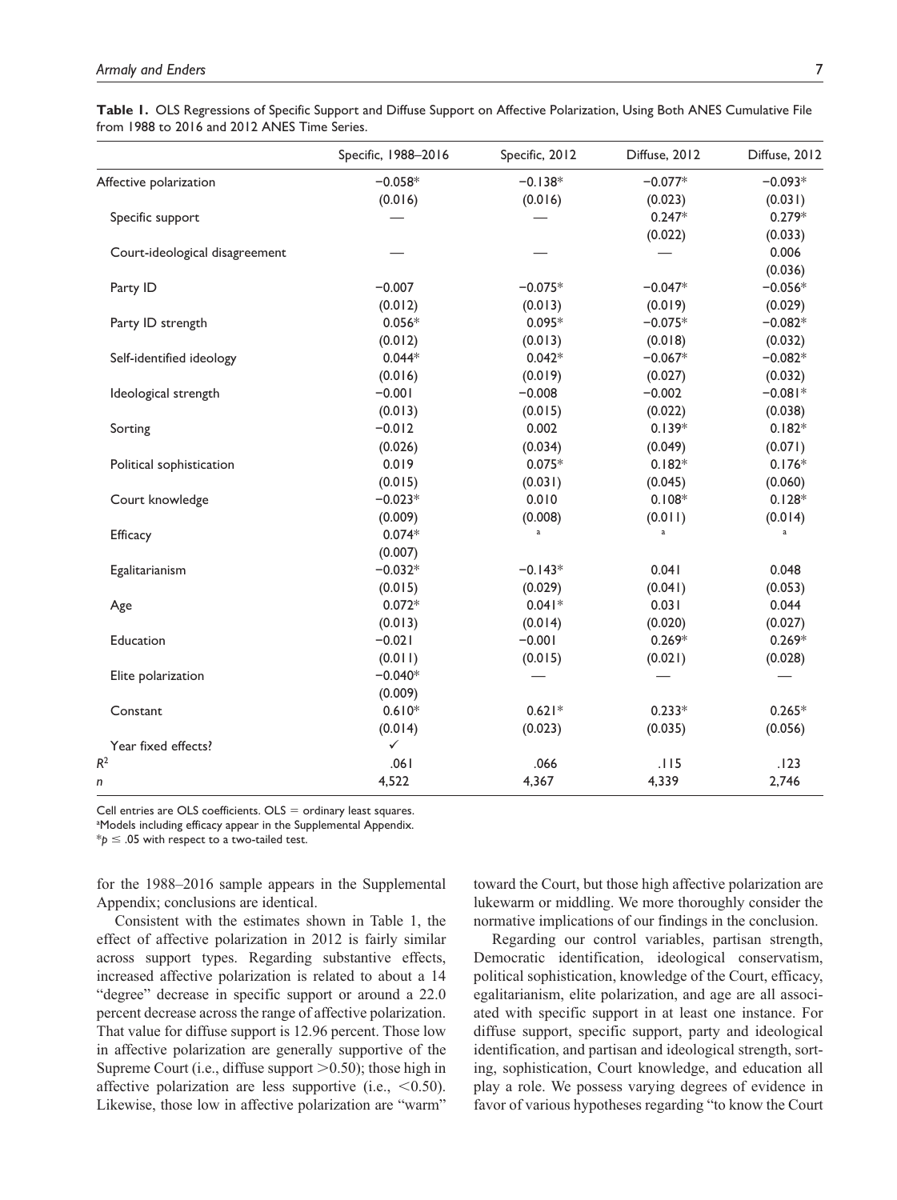**Table 1.** OLS Regressions of Specific Support and Diffuse Support on Affective Polarization, Using Both ANES Cumulative File from 1988 to 2016 and 2012 ANES Time Series.

| | Specific, 1988–2016 | Specific, 2012 | Diffuse, 2012 | Diffuse, 2012 |
|---|---|---|---|---|
| Affective polarization | −0.058* | −0.138* | −0.077* | −0.093* |
| | (0.016) | (0.016) | (0.023) | (0.031) |
| Specific support | — | — | 0.247* | 0.279* |
| | | | (0.022) | (0.033) |
| Court-ideological disagreement | — | — | — | 0.006 |
| | | | | (0.036) |
| Party ID | −0.007 | −0.075* | −0.047* | −0.056* |
| | (0.012) | (0.013) | (0.019) | (0.029) |
| Party ID strength | 0.056* | 0.095* | −0.075* | −0.082* |
| | (0.012) | (0.013) | (0.018) | (0.032) |
| Self-identified ideology | 0.044* | 0.042* | −0.067* | −0.082* |
| | (0.016) | (0.019) | (0.027) | (0.032) |
| Ideological strength | −0.001 | −0.008 | −0.002 | −0.081* |
| | (0.013) | (0.015) | (0.022) | (0.038) |
| Sorting | −0.012 | 0.002 | 0.139* | 0.182* |
| | (0.026) | (0.034) | (0.049) | (0.071) |
| Political sophistication | 0.019 | 0.075* | 0.182* | 0.176* |
| | (0.015) | (0.031) | (0.045) | (0.060) |
| Court knowledge | −0.023* | 0.010 | 0.108* | 0.128* |
| | (0.009) | (0.008) | (0.011) | (0.014) |
| Efficacy | 0.074* | [a] | [a] | [a] |
| | (0.007) | | | |
| Egalitarianism | −0.032* | −0.143* | 0.041 | 0.048 |
| | (0.015) | (0.029) | (0.041) | (0.053) |
| Age | 0.072* | 0.041* | 0.031 | 0.044 |
| | (0.013) | (0.014) | (0.020) | (0.027) |
| Education | −0.021 | −0.001 | 0.269* | 0.269* |
| | (0.011) | (0.015) | (0.021) | (0.028) |
| Elite polarization | −0.040* | — | — | — |
| | (0.009) | | | |
| Constant | 0.610* | 0.621* | 0.233* | 0.265* |
| | (0.014) | (0.023) | (0.035) | (0.056) |
| Year fixed effects? | ✓ | | | |
| $R^2$ | .061 | .066 | .115 | .123 |
| $n$ | 4,522 | 4,367 | 4,339 | 2,746 |

Cell entries are OLS coefficients. OLS = ordinary least squares.
[a]Models including efficacy appear in the Supplemental Appendix.
*$p \leq .05$ with respect to a two-tailed test.

for the 1988–2016 sample appears in the Supplemental Appendix; conclusions are identical.

Consistent with the estimates shown in Table 1, the effect of affective polarization in 2012 is fairly similar across support types. Regarding substantive effects, increased affective polarization is related to about a 14 "degree" decrease in specific support or around a 22.0 percent decrease across the range of affective polarization. That value for diffuse support is 12.96 percent. Those low in affective polarization are generally supportive of the Supreme Court (i.e., diffuse support >0.50); those high in affective polarization are less supportive (i.e., <0.50). Likewise, those low in affective polarization are "warm" toward the Court, but those high affective polarization are lukewarm or middling. We more thoroughly consider the normative implications of our findings in the conclusion.

Regarding our control variables, partisan strength, Democratic identification, ideological conservatism, political sophistication, knowledge of the Court, efficacy, egalitarianism, elite polarization, and age are all associated with specific support in at least one instance. For diffuse support, specific support, party and ideological identification, and partisan and ideological strength, sorting, sophistication, Court knowledge, and education all play a role. We possess varying degrees of evidence in favor of various hypotheses regarding "to know the Court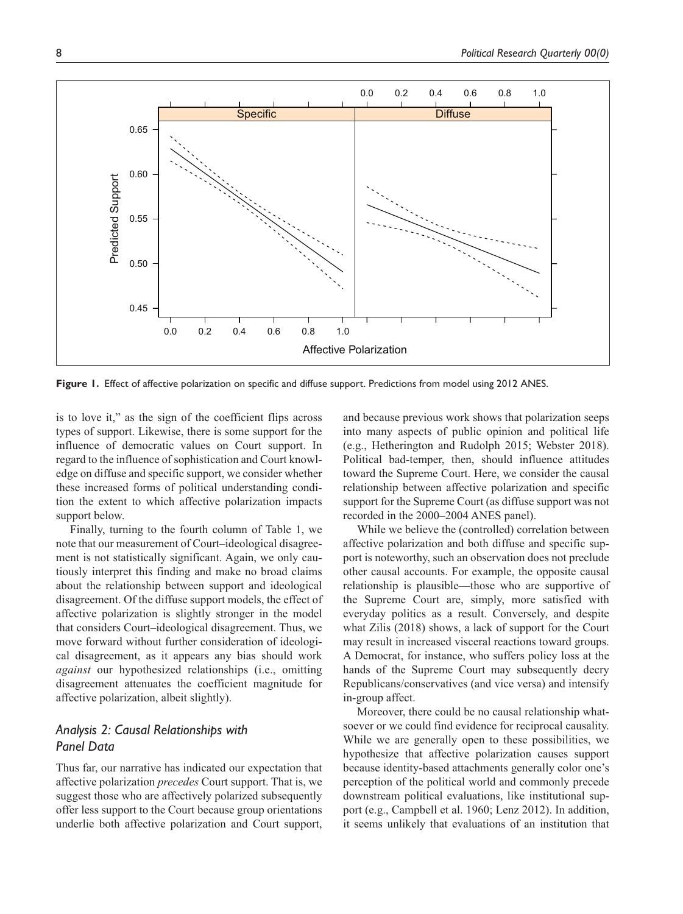**Figure 1.** Effect of affective polarization on specific and diffuse support. Predictions from model using 2012 ANES.

is to love it," as the sign of the coefficient flips across types of support. Likewise, there is some support for the influence of democratic values on Court support. In regard to the influence of sophistication and Court knowledge on diffuse and specific support, we consider whether these increased forms of political understanding condition the extent to which affective polarization impacts support below.

Finally, turning to the fourth column of Table 1, we note that our measurement of Court–ideological disagreement is not statistically significant. Again, we only cautiously interpret this finding and make no broad claims about the relationship between support and ideological disagreement. Of the diffuse support models, the effect of affective polarization is slightly stronger in the model that considers Court–ideological disagreement. Thus, we move forward without further consideration of ideological disagreement, as it appears any bias should work *against* our hypothesized relationships (i.e., omitting disagreement attenuates the coefficient magnitude for affective polarization, albeit slightly).

## *Analysis 2: Causal Relationships with Panel Data*

Thus far, our narrative has indicated our expectation that affective polarization *precedes* Court support. That is, we suggest those who are affectively polarized subsequently offer less support to the Court because group orientations underlie both affective polarization and Court support, and because previous work shows that polarization seeps into many aspects of public opinion and political life (e.g., Hetherington and Rudolph 2015; Webster 2018). Political bad-temper, then, should influence attitudes toward the Supreme Court. Here, we consider the causal relationship between affective polarization and specific support for the Supreme Court (as diffuse support was not recorded in the 2000–2004 ANES panel).

While we believe the (controlled) correlation between affective polarization and both diffuse and specific support is noteworthy, such an observation does not preclude other causal accounts. For example, the opposite causal relationship is plausible—those who are supportive of the Supreme Court are, simply, more satisfied with everyday politics as a result. Conversely, and despite what Zilis (2018) shows, a lack of support for the Court may result in increased visceral reactions toward groups. A Democrat, for instance, who suffers policy loss at the hands of the Supreme Court may subsequently decry Republicans/conservatives (and vice versa) and intensify in-group affect.

Moreover, there could be no causal relationship whatsoever or we could find evidence for reciprocal causality. While we are generally open to these possibilities, we hypothesize that affective polarization causes support because identity-based attachments generally color one's perception of the political world and commonly precede downstream political evaluations, like institutional support (e.g., Campbell et al. 1960; Lenz 2012). In addition, it seems unlikely that evaluations of an institution that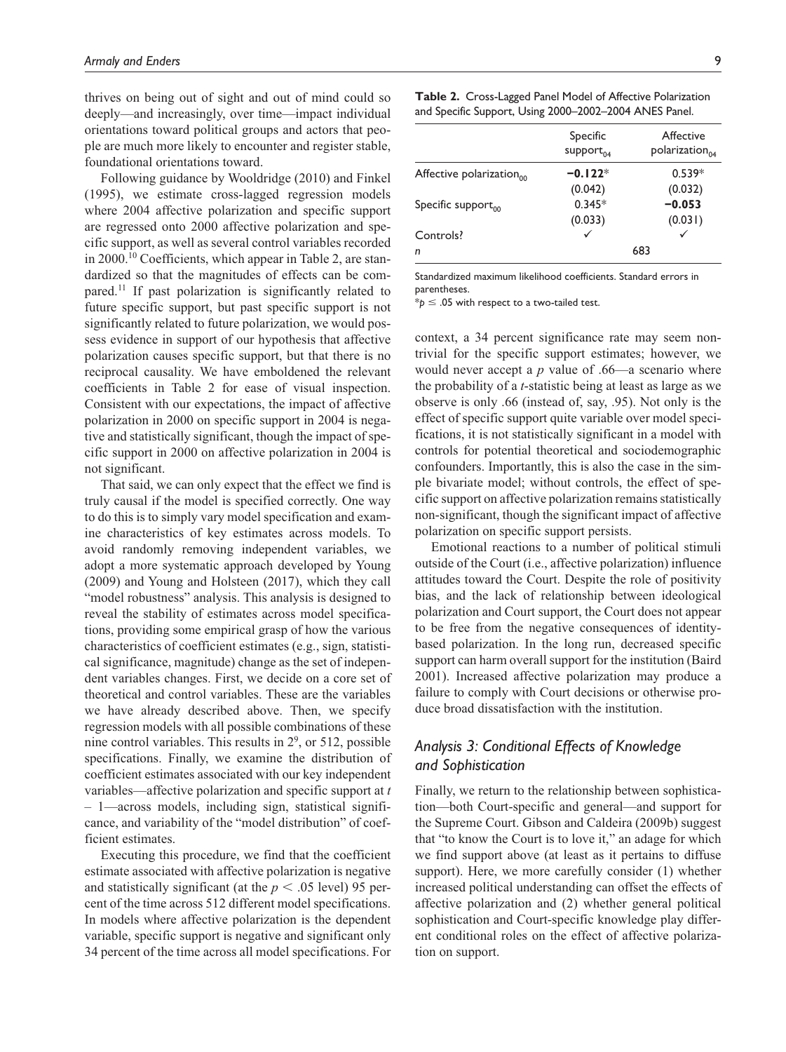thrives on being out of sight and out of mind could so deeply—and increasingly, over time—impact individual orientations toward political groups and actors that people are much more likely to encounter and register stable, foundational orientations toward.

Following guidance by Wooldridge (2010) and Finkel (1995), we estimate cross-lagged regression models where 2004 affective polarization and specific support are regressed onto 2000 affective polarization and specific support, as well as several control variables recorded in 2000.[10] Coefficients, which appear in Table 2, are standardized so that the magnitudes of effects can be compared.[11] If past polarization is significantly related to future specific support, but past specific support is not significantly related to future polarization, we would possess evidence in support of our hypothesis that affective polarization causes specific support, but that there is no reciprocal causality. We have emboldened the relevant coefficients in Table 2 for ease of visual inspection. Consistent with our expectations, the impact of affective polarization in 2000 on specific support in 2004 is negative and statistically significant, though the impact of specific support in 2000 on affective polarization in 2004 is not significant.

That said, we can only expect that the effect we find is truly causal if the model is specified correctly. One way to do this is to simply vary model specification and examine characteristics of key estimates across models. To avoid randomly removing independent variables, we adopt a more systematic approach developed by Young (2009) and Young and Holsteen (2017), which they call "model robustness" analysis. This analysis is designed to reveal the stability of estimates across model specifications, providing some empirical grasp of how the various characteristics of coefficient estimates (e.g., sign, statistical significance, magnitude) change as the set of independent variables changes. First, we decide on a core set of theoretical and control variables. These are the variables we have already described above. Then, we specify regression models with all possible combinations of these nine control variables. This results in $2^9$, or 512, possible specifications. Finally, we examine the distribution of coefficient estimates associated with our key independent variables—affective polarization and specific support at $t - 1$—across models, including sign, statistical significance, and variability of the "model distribution" of coefficient estimates.

Executing this procedure, we find that the coefficient estimate associated with affective polarization is negative and statistically significant (at the $p < .05$ level) 95 percent of the time across 512 different model specifications. In models where affective polarization is the dependent variable, specific support is negative and significant only 34 percent of the time across all model specifications. For context, a 34 percent significance rate may seem nontrivial for the specific support estimates; however, we would never accept a $p$ value of .66—a scenario where the probability of a $t$-statistic being at least as large as we observe is only .66 (instead of, say, .95). Not only is the effect of specific support quite variable over model specifications, it is not statistically significant in a model with controls for potential theoretical and sociodemographic confounders. Importantly, this is also the case in the simple bivariate model; without controls, the effect of specific support on affective polarization remains statistically non-significant, though the significant impact of affective polarization on specific support persists.

**Table 2.** Cross-Lagged Panel Model of Affective Polarization and Specific Support, Using 2000–2002–2004 ANES Panel.

| | Specific support$_{04}$ | Affective polarization$_{04}$ |
|---|---|---|
| Affective polarization$_{00}$ | **−0.122*** | 0.539* |
| | (0.042) | (0.032) |
| Specific support$_{00}$ | 0.345* | **−0.053** |
| | (0.033) | (0.031) |
| Controls? | ✓ | ✓ |
| $n$ | 683 | |

Standardized maximum likelihood coefficients. Standard errors in parentheses.

*$p \leq .05$ with respect to a two-tailed test.

Emotional reactions to a number of political stimuli outside of the Court (i.e., affective polarization) influence attitudes toward the Court. Despite the role of positivity bias, and the lack of relationship between ideological polarization and Court support, the Court does not appear to be free from the negative consequences of identity-based polarization. In the long run, decreased specific support can harm overall support for the institution (Baird 2001). Increased affective polarization may produce a failure to comply with Court decisions or otherwise produce broad dissatisfaction with the institution.

## *Analysis 3: Conditional Effects of Knowledge and Sophistication*

Finally, we return to the relationship between sophistication—both Court-specific and general—and support for the Supreme Court. Gibson and Caldeira (2009b) suggest that "to know the Court is to love it," an adage for which we find support above (at least as it pertains to diffuse support). Here, we more carefully consider (1) whether increased political understanding can offset the effects of affective polarization and (2) whether general political sophistication and Court-specific knowledge play different conditional roles on the effect of affective polarization on support.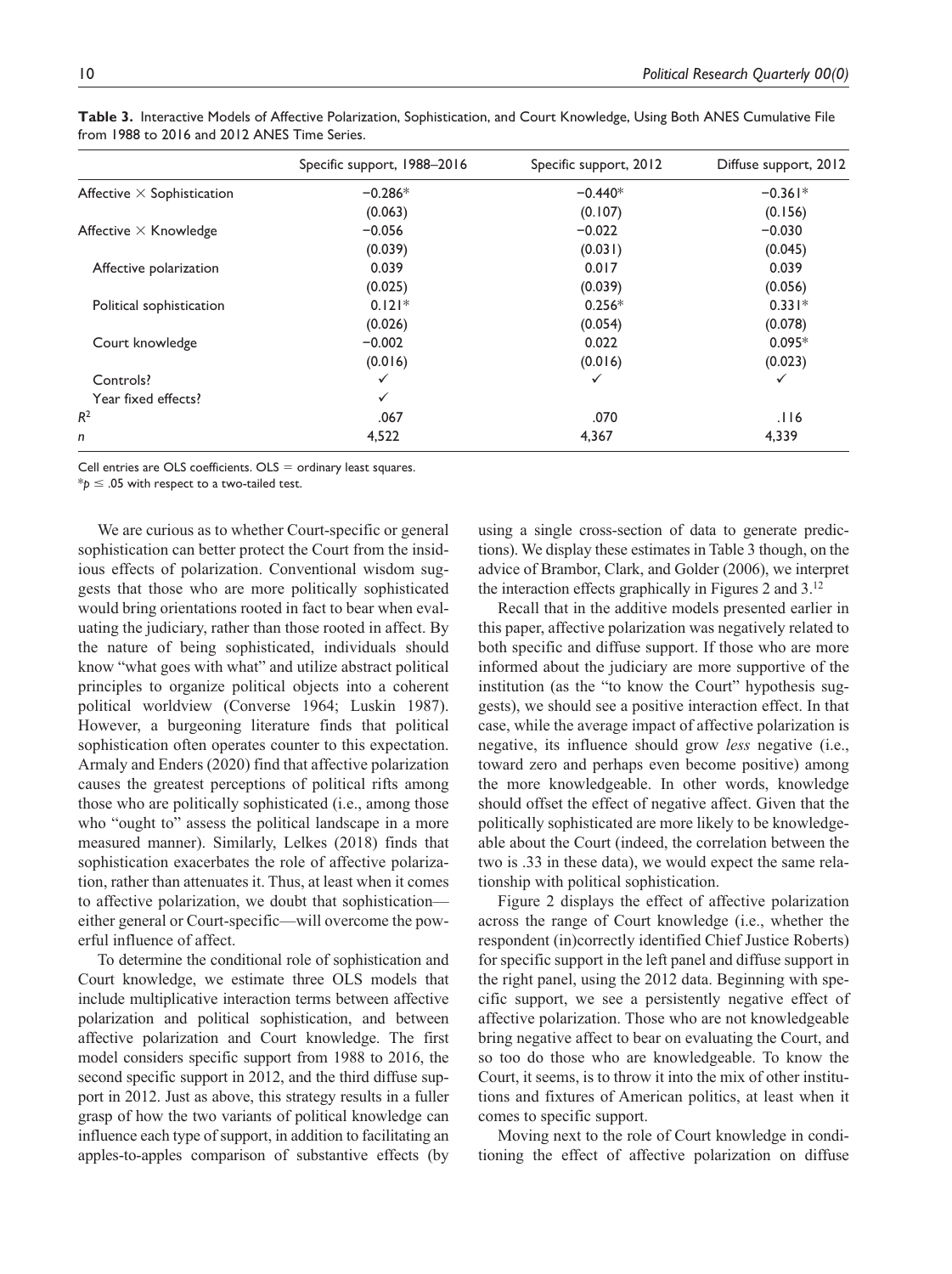**Table 3.** Interactive Models of Affective Polarization, Sophistication, and Court Knowledge, Using Both ANES Cumulative File from 1988 to 2016 and 2012 ANES Time Series.

| | Specific support, 1988–2016 | Specific support, 2012 | Diffuse support, 2012 |
|---|---|---|---|
| Affective × Sophistication | −0.286* | −0.440* | −0.361* |
| | (0.063) | (0.107) | (0.156) |
| Affective × Knowledge | −0.056 | −0.022 | −0.030 |
| | (0.039) | (0.031) | (0.045) |
| Affective polarization | 0.039 | 0.017 | 0.039 |
| | (0.025) | (0.039) | (0.056) |
| Political sophistication | 0.121* | 0.256* | 0.331* |
| | (0.026) | (0.054) | (0.078) |
| Court knowledge | −0.002 | 0.022 | 0.095* |
| | (0.016) | (0.016) | (0.023) |
| Controls? | ✓ | ✓ | ✓ |
| Year fixed effects? | ✓ | | |
| $R^2$ | .067 | .070 | .116 |
| $n$ | 4,522 | 4,367 | 4,339 |

Cell entries are OLS coefficients. OLS = ordinary least squares.

*$p \leq .05$ with respect to a two-tailed test.

We are curious as to whether Court-specific or general sophistication can better protect the Court from the insidious effects of polarization. Conventional wisdom suggests that those who are more politically sophisticated would bring orientations rooted in fact to bear when evaluating the judiciary, rather than those rooted in affect. By the nature of being sophisticated, individuals should know "what goes with what" and utilize abstract political principles to organize political objects into a coherent political worldview (Converse 1964; Luskin 1987). However, a burgeoning literature finds that political sophistication often operates counter to this expectation. Armaly and Enders (2020) find that affective polarization causes the greatest perceptions of political rifts among those who are politically sophisticated (i.e., among those who "ought to" assess the political landscape in a more measured manner). Similarly, Lelkes (2018) finds that sophistication exacerbates the role of affective polarization, rather than attenuates it. Thus, at least when it comes to affective polarization, we doubt that sophistication—either general or Court-specific—will overcome the powerful influence of affect.

To determine the conditional role of sophistication and Court knowledge, we estimate three OLS models that include multiplicative interaction terms between affective polarization and political sophistication, and between affective polarization and Court knowledge. The first model considers specific support from 1988 to 2016, the second specific support in 2012, and the third diffuse support in 2012. Just as above, this strategy results in a fuller grasp of how the two variants of political knowledge can influence each type of support, in addition to facilitating an apples-to-apples comparison of substantive effects (by using a single cross-section of data to generate predictions). We display these estimates in Table 3 though, on the advice of Brambor, Clark, and Golder (2006), we interpret the interaction effects graphically in Figures 2 and 3.[12]

Recall that in the additive models presented earlier in this paper, affective polarization was negatively related to both specific and diffuse support. If those who are more informed about the judiciary are more supportive of the institution (as the "to know the Court" hypothesis suggests), we should see a positive interaction effect. In that case, while the average impact of affective polarization is negative, its influence should grow *less* negative (i.e., toward zero and perhaps even become positive) among the more knowledgeable. In other words, knowledge should offset the effect of negative affect. Given that the politically sophisticated are more likely to be knowledgeable about the Court (indeed, the correlation between the two is .33 in these data), we would expect the same relationship with political sophistication.

Figure 2 displays the effect of affective polarization across the range of Court knowledge (i.e., whether the respondent (in)correctly identified Chief Justice Roberts) for specific support in the left panel and diffuse support in the right panel, using the 2012 data. Beginning with specific support, we see a persistently negative effect of affective polarization. Those who are not knowledgeable bring negative affect to bear on evaluating the Court, and so too do those who are knowledgeable. To know the Court, it seems, is to throw it into the mix of other institutions and fixtures of American politics, at least when it comes to specific support.

Moving next to the role of Court knowledge in conditioning the effect of affective polarization on diffuse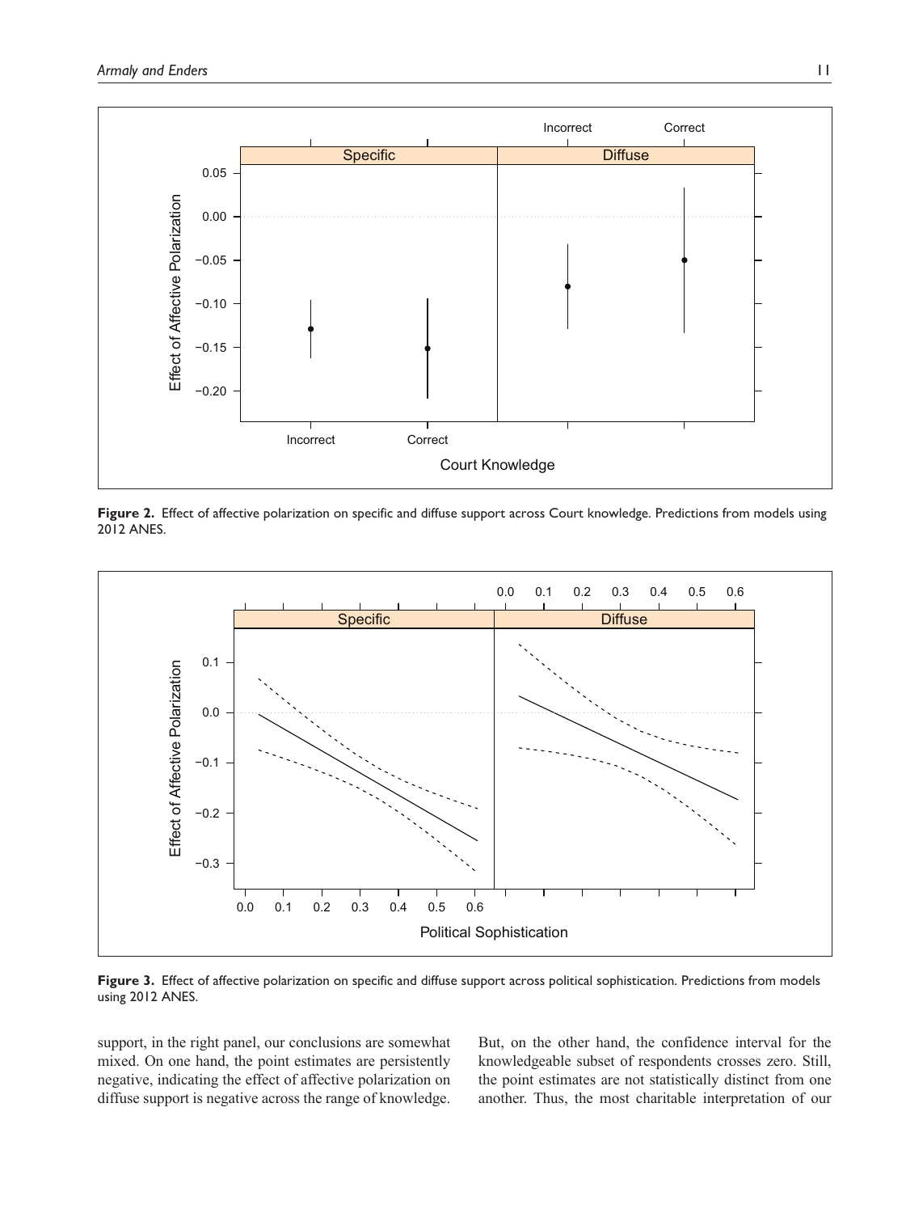**Figure 2.** Effect of affective polarization on specific and diffuse support across Court knowledge. Predictions from models using 2012 ANES.

**Figure 3.** Effect of affective polarization on specific and diffuse support across political sophistication. Predictions from models using 2012 ANES.

support, in the right panel, our conclusions are somewhat mixed. On one hand, the point estimates are persistently negative, indicating the effect of affective polarization on diffuse support is negative across the range of knowledge. But, on the other hand, the confidence interval for the knowledgeable subset of respondents crosses zero. Still, the point estimates are not statistically distinct from one another. Thus, the most charitable interpretation of our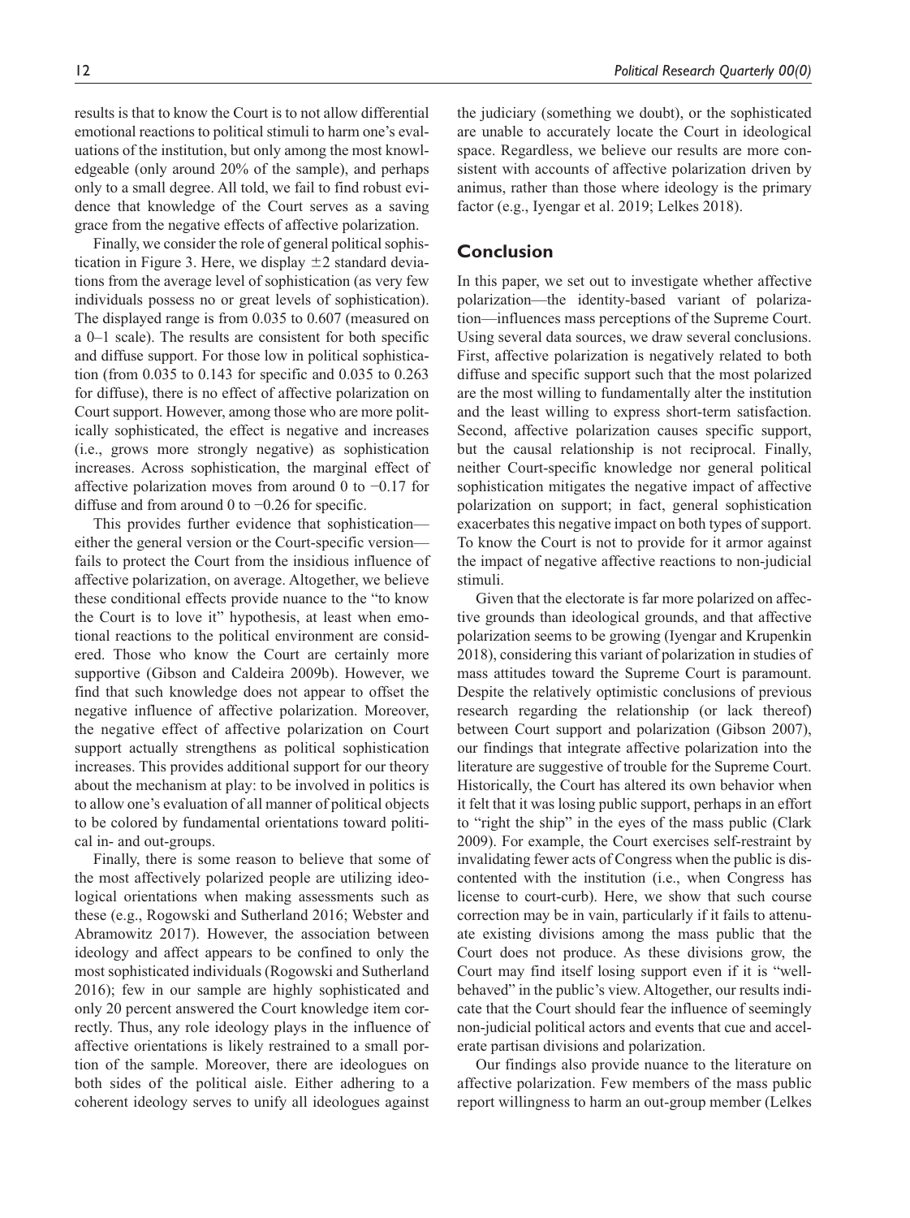results is that to know the Court is to not allow differential emotional reactions to political stimuli to harm one's evaluations of the institution, but only among the most knowledgeable (only around 20% of the sample), and perhaps only to a small degree. All told, we fail to find robust evidence that knowledge of the Court serves as a saving grace from the negative effects of affective polarization.

Finally, we consider the role of general political sophistication in Figure 3. Here, we display $\pm 2$ standard deviations from the average level of sophistication (as very few individuals possess no or great levels of sophistication). The displayed range is from 0.035 to 0.607 (measured on a 0–1 scale). The results are consistent for both specific and diffuse support. For those low in political sophistication (from 0.035 to 0.143 for specific and 0.035 to 0.263 for diffuse), there is no effect of affective polarization on Court support. However, among those who are more politically sophisticated, the effect is negative and increases (i.e., grows more strongly negative) as sophistication increases. Across sophistication, the marginal effect of affective polarization moves from around 0 to −0.17 for diffuse and from around 0 to −0.26 for specific.

This provides further evidence that sophistication—either the general version or the Court-specific version—fails to protect the Court from the insidious influence of affective polarization, on average. Altogether, we believe these conditional effects provide nuance to the "to know the Court is to love it" hypothesis, at least when emotional reactions to the political environment are considered. Those who know the Court are certainly more supportive (Gibson and Caldeira 2009b). However, we find that such knowledge does not appear to offset the negative influence of affective polarization. Moreover, the negative effect of affective polarization on Court support actually strengthens as political sophistication increases. This provides additional support for our theory about the mechanism at play: to be involved in politics is to allow one's evaluation of all manner of political objects to be colored by fundamental orientations toward political in- and out-groups.

Finally, there is some reason to believe that some of the most affectively polarized people are utilizing ideological orientations when making assessments such as these (e.g., Rogowski and Sutherland 2016; Webster and Abramowitz 2017). However, the association between ideology and affect appears to be confined to only the most sophisticated individuals (Rogowski and Sutherland 2016); few in our sample are highly sophisticated and only 20 percent answered the Court knowledge item correctly. Thus, any role ideology plays in the influence of affective orientations is likely restrained to a small portion of the sample. Moreover, there are ideologues on both sides of the political aisle. Either adhering to a coherent ideology serves to unify all ideologues against the judiciary (something we doubt), or the sophisticated are unable to accurately locate the Court in ideological space. Regardless, we believe our results are more consistent with accounts of affective polarization driven by animus, rather than those where ideology is the primary factor (e.g., Iyengar et al. 2019; Lelkes 2018).

## Conclusion

In this paper, we set out to investigate whether affective polarization—the identity-based variant of polarization—influences mass perceptions of the Supreme Court. Using several data sources, we draw several conclusions. First, affective polarization is negatively related to both diffuse and specific support such that the most polarized are the most willing to fundamentally alter the institution and the least willing to express short-term satisfaction. Second, affective polarization causes specific support, but the causal relationship is not reciprocal. Finally, neither Court-specific knowledge nor general political sophistication mitigates the negative impact of affective polarization on support; in fact, general sophistication exacerbates this negative impact on both types of support. To know the Court is not to provide for it armor against the impact of negative affective reactions to non-judicial stimuli.

Given that the electorate is far more polarized on affective grounds than ideological grounds, and that affective polarization seems to be growing (Iyengar and Krupenkin 2018), considering this variant of polarization in studies of mass attitudes toward the Supreme Court is paramount. Despite the relatively optimistic conclusions of previous research regarding the relationship (or lack thereof) between Court support and polarization (Gibson 2007), our findings that integrate affective polarization into the literature are suggestive of trouble for the Supreme Court. Historically, the Court has altered its own behavior when it felt that it was losing public support, perhaps in an effort to "right the ship" in the eyes of the mass public (Clark 2009). For example, the Court exercises self-restraint by invalidating fewer acts of Congress when the public is discontented with the institution (i.e., when Congress has license to court-curb). Here, we show that such course correction may be in vain, particularly if it fails to attenuate existing divisions among the mass public that the Court does not produce. As these divisions grow, the Court may find itself losing support even if it is "well-behaved" in the public's view. Altogether, our results indicate that the Court should fear the influence of seemingly non-judicial political actors and events that cue and accelerate partisan divisions and polarization.

Our findings also provide nuance to the literature on affective polarization. Few members of the mass public report willingness to harm an out-group member (Lelkes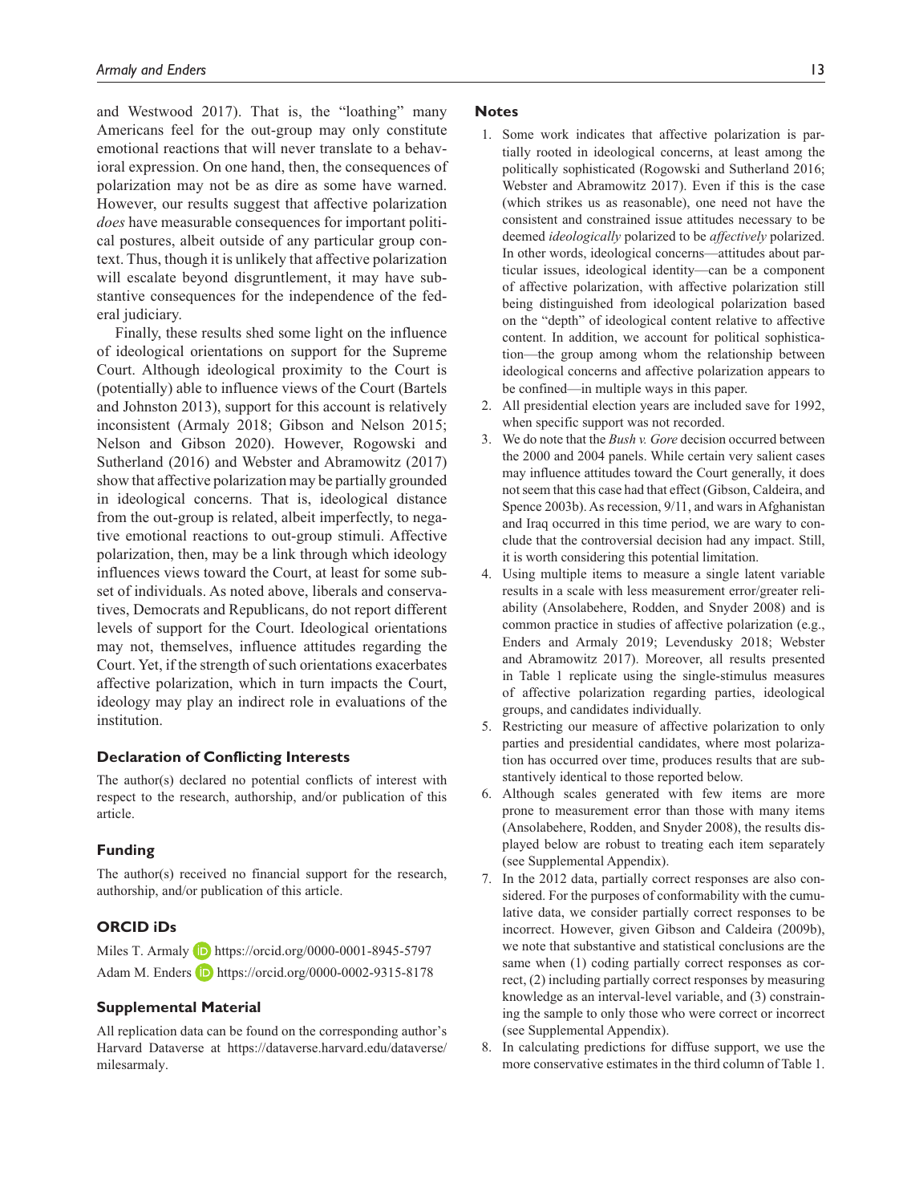and Westwood 2017). That is, the "loathing" many Americans feel for the out-group may only constitute emotional reactions that will never translate to a behavioral expression. On one hand, then, the consequences of polarization may not be as dire as some have warned. However, our results suggest that affective polarization *does* have measurable consequences for important political postures, albeit outside of any particular group context. Thus, though it is unlikely that affective polarization will escalate beyond disgruntlement, it may have substantive consequences for the independence of the federal judiciary.

Finally, these results shed some light on the influence of ideological orientations on support for the Supreme Court. Although ideological proximity to the Court is (potentially) able to influence views of the Court (Bartels and Johnston 2013), support for this account is relatively inconsistent (Armaly 2018; Gibson and Nelson 2015; Nelson and Gibson 2020). However, Rogowski and Sutherland (2016) and Webster and Abramowitz (2017) show that affective polarization may be partially grounded in ideological concerns. That is, ideological distance from the out-group is related, albeit imperfectly, to negative emotional reactions to out-group stimuli. Affective polarization, then, may be a link through which ideology influences views toward the Court, at least for some subset of individuals. As noted above, liberals and conservatives, Democrats and Republicans, do not report different levels of support for the Court. Ideological orientations may not, themselves, influence attitudes regarding the Court. Yet, if the strength of such orientations exacerbates affective polarization, which in turn impacts the Court, ideology may play an indirect role in evaluations of the institution.

## Declaration of Conflicting Interests

The author(s) declared no potential conflicts of interest with respect to the research, authorship, and/or publication of this article.

## Funding

The author(s) received no financial support for the research, authorship, and/or publication of this article.

## ORCID iDs

Miles T. Armaly https://orcid.org/0000-0001-8945-5797

Adam M. Enders https://orcid.org/0000-0002-9315-8178

## Supplemental Material

All replication data can be found on the corresponding author's Harvard Dataverse at https://dataverse.harvard.edu/dataverse/milesarmaly.

## Notes

1. Some work indicates that affective polarization is partially rooted in ideological concerns, at least among the politically sophisticated (Rogowski and Sutherland 2016; Webster and Abramowitz 2017). Even if this is the case (which strikes us as reasonable), one need not have the consistent and constrained issue attitudes necessary to be deemed *ideologically* polarized to be *affectively* polarized. In other words, ideological concerns—attitudes about particular issues, ideological identity—can be a component of affective polarization, with affective polarization still being distinguished from ideological polarization based on the "depth" of ideological content relative to affective content. In addition, we account for political sophistication—the group among whom the relationship between ideological concerns and affective polarization appears to be confined—in multiple ways in this paper.
2. All presidential election years are included save for 1992, when specific support was not recorded.
3. We do note that the *Bush v. Gore* decision occurred between the 2000 and 2004 panels. While certain very salient cases may influence attitudes toward the Court generally, it does not seem that this case had that effect (Gibson, Caldeira, and Spence 2003b). As recession, 9/11, and wars in Afghanistan and Iraq occurred in this time period, we are wary to conclude that the controversial decision had any impact. Still, it is worth considering this potential limitation.
4. Using multiple items to measure a single latent variable results in a scale with less measurement error/greater reliability (Ansolabehere, Rodden, and Snyder 2008) and is common practice in studies of affective polarization (e.g., Enders and Armaly 2019; Levendusky 2018; Webster and Abramowitz 2017). Moreover, all results presented in Table 1 replicate using the single-stimulus measures of affective polarization regarding parties, ideological groups, and candidates individually.
5. Restricting our measure of affective polarization to only parties and presidential candidates, where most polarization has occurred over time, produces results that are substantively identical to those reported below.
6. Although scales generated with few items are more prone to measurement error than those with many items (Ansolabehere, Rodden, and Snyder 2008), the results displayed below are robust to treating each item separately (see Supplemental Appendix).
7. In the 2012 data, partially correct responses are also considered. For the purposes of conformability with the cumulative data, we consider partially correct responses to be incorrect. However, given Gibson and Caldeira (2009b), we note that substantive and statistical conclusions are the same when (1) coding partially correct responses as correct, (2) including partially correct responses by measuring knowledge as an interval-level variable, and (3) constraining the sample to only those who were correct or incorrect (see Supplemental Appendix).
8. In calculating predictions for diffuse support, we use the more conservative estimates in the third column of Table 1.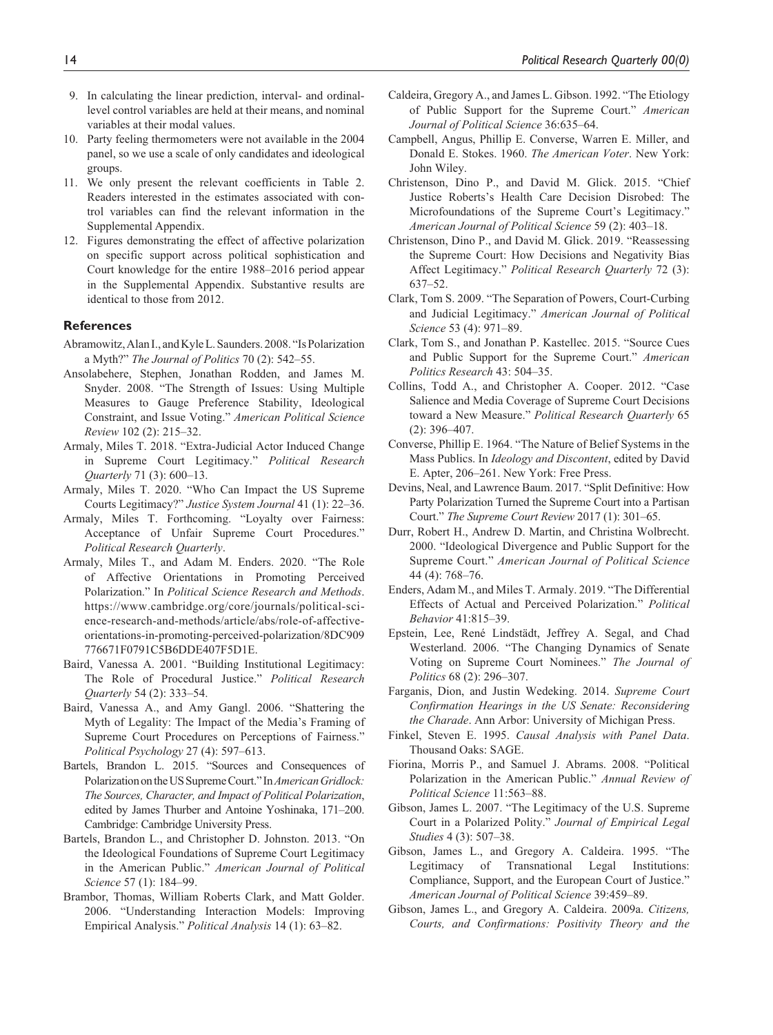9. In calculating the linear prediction, interval- and ordinal-level control variables are held at their means, and nominal variables at their modal values.
10. Party feeling thermometers were not available in the 2004 panel, so we use a scale of only candidates and ideological groups.
11. We only present the relevant coefficients in Table 2. Readers interested in the estimates associated with control variables can find the relevant information in the Supplemental Appendix.
12. Figures demonstrating the effect of affective polarization on specific support across political sophistication and Court knowledge for the entire 1988–2016 period appear in the Supplemental Appendix. Substantive results are identical to those from 2012.

## References

Abramowitz, Alan I., and Kyle L. Saunders. 2008. "Is Polarization a Myth?" *The Journal of Politics* 70 (2): 542–55.

Ansolabehere, Stephen, Jonathan Rodden, and James M. Snyder. 2008. "The Strength of Issues: Using Multiple Measures to Gauge Preference Stability, Ideological Constraint, and Issue Voting." *American Political Science Review* 102 (2): 215–32.

Armaly, Miles T. 2018. "Extra-Judicial Actor Induced Change in Supreme Court Legitimacy." *Political Research Quarterly* 71 (3): 600–13.

Armaly, Miles T. 2020. "Who Can Impact the US Supreme Courts Legitimacy?" *Justice System Journal* 41 (1): 22–36.

Armaly, Miles T. Forthcoming. "Loyalty over Fairness: Acceptance of Unfair Supreme Court Procedures." *Political Research Quarterly*.

Armaly, Miles T., and Adam M. Enders. 2020. "The Role of Affective Orientations in Promoting Perceived Polarization." In *Political Science Research and Methods*. https://www.cambridge.org/core/journals/political-science-research-and-methods/article/abs/role-of-affective-orientations-in-promoting-perceived-polarization/8DC909776671F0791C5B6DDE407F5D1E.

Baird, Vanessa A. 2001. "Building Institutional Legitimacy: The Role of Procedural Justice." *Political Research Quarterly* 54 (2): 333–54.

Baird, Vanessa A., and Amy Gangl. 2006. "Shattering the Myth of Legality: The Impact of the Media's Framing of Supreme Court Procedures on Perceptions of Fairness." *Political Psychology* 27 (4): 597–613.

Bartels, Brandon L. 2015. "Sources and Consequences of Polarization on the US Supreme Court." In *American Gridlock: The Sources, Character, and Impact of Political Polarization*, edited by James Thurber and Antoine Yoshinaka, 171–200. Cambridge: Cambridge University Press.

Bartels, Brandon L., and Christopher D. Johnston. 2013. "On the Ideological Foundations of Supreme Court Legitimacy in the American Public." *American Journal of Political Science* 57 (1): 184–99.

Brambor, Thomas, William Roberts Clark, and Matt Golder. 2006. "Understanding Interaction Models: Improving Empirical Analysis." *Political Analysis* 14 (1): 63–82.

Caldeira, Gregory A., and James L. Gibson. 1992. "The Etiology of Public Support for the Supreme Court." *American Journal of Political Science* 36:635–64.

Campbell, Angus, Phillip E. Converse, Warren E. Miller, and Donald E. Stokes. 1960. *The American Voter*. New York: John Wiley.

Christenson, Dino P., and David M. Glick. 2015. "Chief Justice Roberts's Health Care Decision Disrobed: The Microfoundations of the Supreme Court's Legitimacy." *American Journal of Political Science* 59 (2): 403–18.

Christenson, Dino P., and David M. Glick. 2019. "Reassessing the Supreme Court: How Decisions and Negativity Bias Affect Legitimacy." *Political Research Quarterly* 72 (3): 637–52.

Clark, Tom S. 2009. "The Separation of Powers, Court-Curbing and Judicial Legitimacy." *American Journal of Political Science* 53 (4): 971–89.

Clark, Tom S., and Jonathan P. Kastellec. 2015. "Source Cues and Public Support for the Supreme Court." *American Politics Research* 43: 504–35.

Collins, Todd A., and Christopher A. Cooper. 2012. "Case Salience and Media Coverage of Supreme Court Decisions toward a New Measure." *Political Research Quarterly* 65 (2): 396–407.

Converse, Phillip E. 1964. "The Nature of Belief Systems in the Mass Publics. In *Ideology and Discontent*, edited by David E. Apter, 206–261. New York: Free Press.

Devins, Neal, and Lawrence Baum. 2017. "Split Definitive: How Party Polarization Turned the Supreme Court into a Partisan Court." *The Supreme Court Review* 2017 (1): 301–65.

Durr, Robert H., Andrew D. Martin, and Christina Wolbrecht. 2000. "Ideological Divergence and Public Support for the Supreme Court." *American Journal of Political Science* 44 (4): 768–76.

Enders, Adam M., and Miles T. Armaly. 2019. "The Differential Effects of Actual and Perceived Polarization." *Political Behavior* 41:815–39.

Epstein, Lee, René Lindstädt, Jeffrey A. Segal, and Chad Westerland. 2006. "The Changing Dynamics of Senate Voting on Supreme Court Nominees." *The Journal of Politics* 68 (2): 296–307.

Farganis, Dion, and Justin Wedeking. 2014. *Supreme Court Confirmation Hearings in the US Senate: Reconsidering the Charade*. Ann Arbor: University of Michigan Press.

Finkel, Steven E. 1995. *Causal Analysis with Panel Data*. Thousand Oaks: SAGE.

Fiorina, Morris P., and Samuel J. Abrams. 2008. "Political Polarization in the American Public." *Annual Review of Political Science* 11:563–88.

Gibson, James L. 2007. "The Legitimacy of the U.S. Supreme Court in a Polarized Polity." *Journal of Empirical Legal Studies* 4 (3): 507–38.

Gibson, James L., and Gregory A. Caldeira. 1995. "The Legitimacy of Transnational Legal Institutions: Compliance, Support, and the European Court of Justice." *American Journal of Political Science* 39:459–89.

Gibson, James L., and Gregory A. Caldeira. 2009a. *Citizens, Courts, and Confirmations: Positivity Theory and the*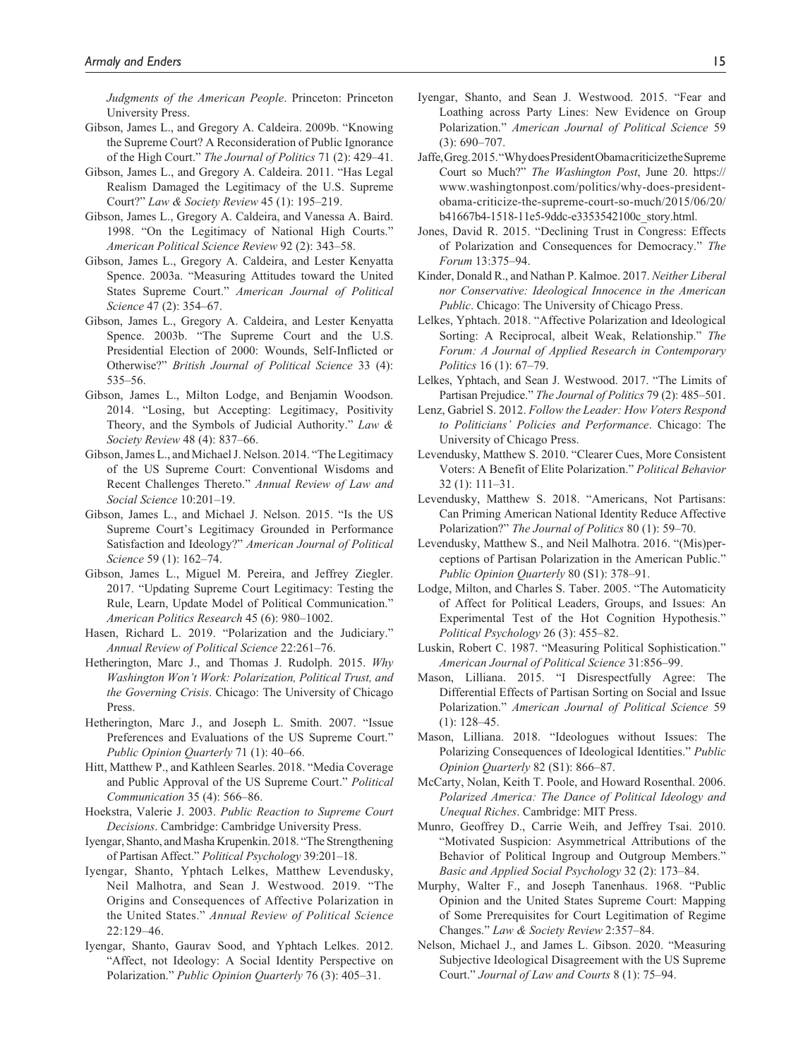*Judgments of the American People*. Princeton: Princeton University Press.

Gibson, James L., and Gregory A. Caldeira. 2009b. "Knowing the Supreme Court? A Reconsideration of Public Ignorance of the High Court." *The Journal of Politics* 71 (2): 429–41.

Gibson, James L., and Gregory A. Caldeira. 2011. "Has Legal Realism Damaged the Legitimacy of the U.S. Supreme Court?" *Law & Society Review* 45 (1): 195–219.

Gibson, James L., Gregory A. Caldeira, and Vanessa A. Baird. 1998. "On the Legitimacy of National High Courts." *American Political Science Review* 92 (2): 343–58.

Gibson, James L., Gregory A. Caldeira, and Lester Kenyatta Spence. 2003a. "Measuring Attitudes toward the United States Supreme Court." *American Journal of Political Science* 47 (2): 354–67.

Gibson, James L., Gregory A. Caldeira, and Lester Kenyatta Spence. 2003b. "The Supreme Court and the U.S. Presidential Election of 2000: Wounds, Self-Inflicted or Otherwise?" *British Journal of Political Science* 33 (4): 535–56.

Gibson, James L., Milton Lodge, and Benjamin Woodson. 2014. "Losing, but Accepting: Legitimacy, Positivity Theory, and the Symbols of Judicial Authority." *Law & Society Review* 48 (4): 837–66.

Gibson, James L., and Michael J. Nelson. 2014. "The Legitimacy of the US Supreme Court: Conventional Wisdoms and Recent Challenges Thereto." *Annual Review of Law and Social Science* 10:201–19.

Gibson, James L., and Michael J. Nelson. 2015. "Is the US Supreme Court's Legitimacy Grounded in Performance Satisfaction and Ideology?" *American Journal of Political Science* 59 (1): 162–74.

Gibson, James L., Miguel M. Pereira, and Jeffrey Ziegler. 2017. "Updating Supreme Court Legitimacy: Testing the Rule, Learn, Update Model of Political Communication." *American Politics Research* 45 (6): 980–1002.

Hasen, Richard L. 2019. "Polarization and the Judiciary." *Annual Review of Political Science* 22:261–76.

Hetherington, Marc J., and Thomas J. Rudolph. 2015. *Why Washington Won't Work: Polarization, Political Trust, and the Governing Crisis*. Chicago: The University of Chicago Press.

Hetherington, Marc J., and Joseph L. Smith. 2007. "Issue Preferences and Evaluations of the US Supreme Court." *Public Opinion Quarterly* 71 (1): 40–66.

Hitt, Matthew P., and Kathleen Searles. 2018. "Media Coverage and Public Approval of the US Supreme Court." *Political Communication* 35 (4): 566–86.

Hoekstra, Valerie J. 2003. *Public Reaction to Supreme Court Decisions*. Cambridge: Cambridge University Press.

Iyengar, Shanto, and Masha Krupenkin. 2018. "The Strengthening of Partisan Affect." *Political Psychology* 39:201–18.

Iyengar, Shanto, Yphtach Lelkes, Matthew Levendusky, Neil Malhotra, and Sean J. Westwood. 2019. "The Origins and Consequences of Affective Polarization in the United States." *Annual Review of Political Science* 22:129–46.

Iyengar, Shanto, Gaurav Sood, and Yphtach Lelkes. 2012. "Affect, not Ideology: A Social Identity Perspective on Polarization." *Public Opinion Quarterly* 76 (3): 405–31.

Iyengar, Shanto, and Sean J. Westwood. 2015. "Fear and Loathing across Party Lines: New Evidence on Group Polarization." *American Journal of Political Science* 59 (3): 690–707.

Jaffe, Greg. 2015. "Why does President Obama criticize the Supreme Court so Much?" *The Washington Post*, June 20. https://www.washingtonpost.com/politics/why-does-president-obama-criticize-the-supreme-court-so-much/2015/06/20/b41667b4-1518-11e5-9ddc-e3353542100c_story.html.

Jones, David R. 2015. "Declining Trust in Congress: Effects of Polarization and Consequences for Democracy." *The Forum* 13:375–94.

Kinder, Donald R., and Nathan P. Kalmoe. 2017. *Neither Liberal nor Conservative: Ideological Innocence in the American Public*. Chicago: The University of Chicago Press.

Lelkes, Yphtach. 2018. "Affective Polarization and Ideological Sorting: A Reciprocal, albeit Weak, Relationship." *The Forum: A Journal of Applied Research in Contemporary Politics* 16 (1): 67–79.

Lelkes, Yphtach, and Sean J. Westwood. 2017. "The Limits of Partisan Prejudice." *The Journal of Politics* 79 (2): 485–501.

Lenz, Gabriel S. 2012. *Follow the Leader: How Voters Respond to Politicians' Policies and Performance*. Chicago: The University of Chicago Press.

Levendusky, Matthew S. 2010. "Clearer Cues, More Consistent Voters: A Benefit of Elite Polarization." *Political Behavior* 32 (1): 111–31.

Levendusky, Matthew S. 2018. "Americans, Not Partisans: Can Priming American National Identity Reduce Affective Polarization?" *The Journal of Politics* 80 (1): 59–70.

Levendusky, Matthew S., and Neil Malhotra. 2016. "(Mis)perceptions of Partisan Polarization in the American Public." *Public Opinion Quarterly* 80 (S1): 378–91.

Lodge, Milton, and Charles S. Taber. 2005. "The Automaticity of Affect for Political Leaders, Groups, and Issues: An Experimental Test of the Hot Cognition Hypothesis." *Political Psychology* 26 (3): 455–82.

Luskin, Robert C. 1987. "Measuring Political Sophistication." *American Journal of Political Science* 31:856–99.

Mason, Lilliana. 2015. "I Disrespectfully Agree: The Differential Effects of Partisan Sorting on Social and Issue Polarization." *American Journal of Political Science* 59 (1): 128–45.

Mason, Lilliana. 2018. "Ideologues without Issues: The Polarizing Consequences of Ideological Identities." *Public Opinion Quarterly* 82 (S1): 866–87.

McCarty, Nolan, Keith T. Poole, and Howard Rosenthal. 2006. *Polarized America: The Dance of Political Ideology and Unequal Riches*. Cambridge: MIT Press.

Munro, Geoffrey D., Carrie Weih, and Jeffrey Tsai. 2010. "Motivated Suspicion: Asymmetrical Attributions of the Behavior of Political Ingroup and Outgroup Members." *Basic and Applied Social Psychology* 32 (2): 173–84.

Murphy, Walter F., and Joseph Tanenhaus. 1968. "Public Opinion and the United States Supreme Court: Mapping of Some Prerequisites for Court Legitimation of Regime Changes." *Law & Society Review* 2:357–84.

Nelson, Michael J., and James L. Gibson. 2020. "Measuring Subjective Ideological Disagreement with the US Supreme Court." *Journal of Law and Courts* 8 (1): 75–94.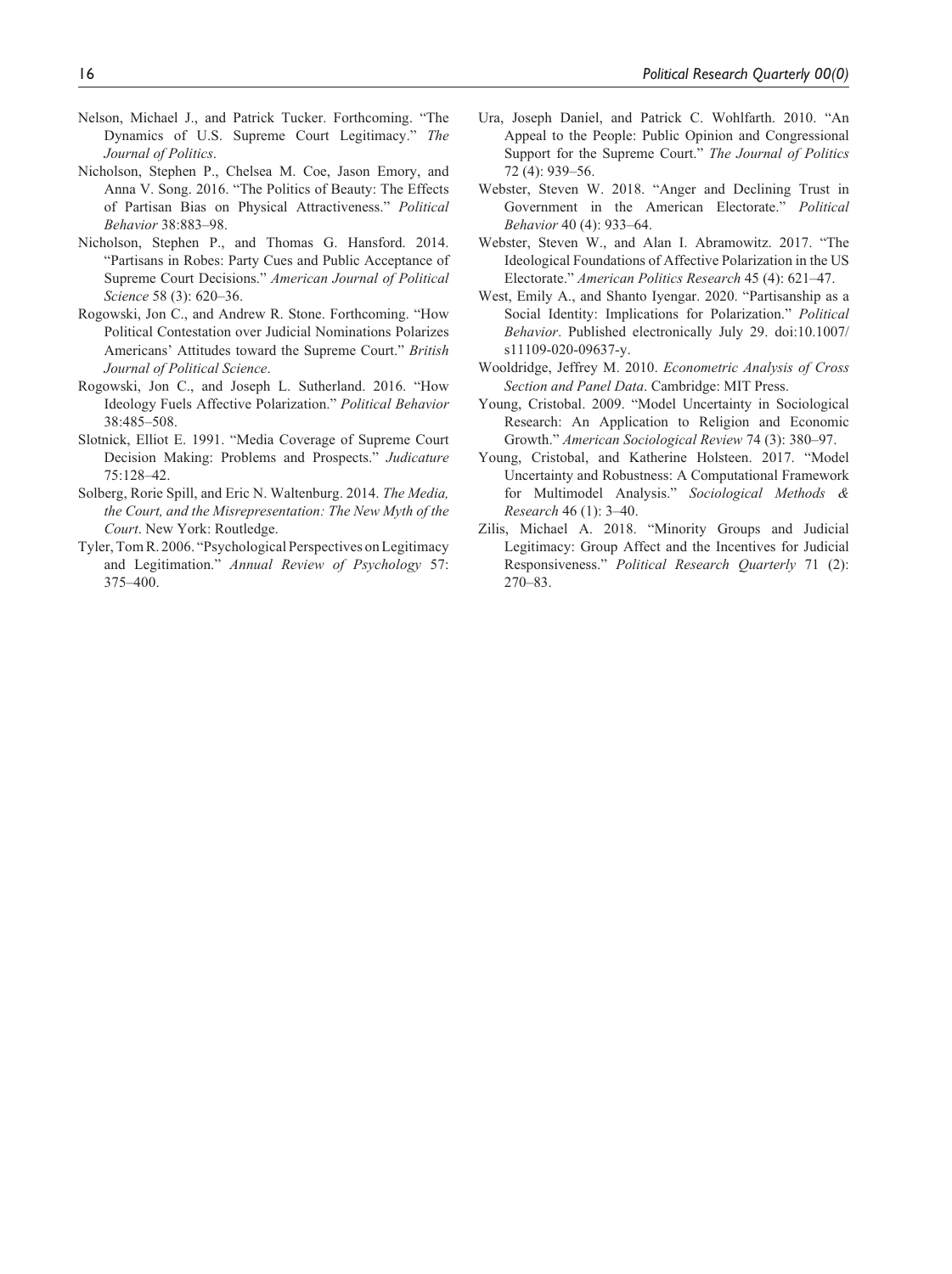Nelson, Michael J., and Patrick Tucker. Forthcoming. "The Dynamics of U.S. Supreme Court Legitimacy." *The Journal of Politics*.

Nicholson, Stephen P., Chelsea M. Coe, Jason Emory, and Anna V. Song. 2016. "The Politics of Beauty: The Effects of Partisan Bias on Physical Attractiveness." *Political Behavior* 38:883–98.

Nicholson, Stephen P., and Thomas G. Hansford. 2014. "Partisans in Robes: Party Cues and Public Acceptance of Supreme Court Decisions." *American Journal of Political Science* 58 (3): 620–36.

Rogowski, Jon C., and Andrew R. Stone. Forthcoming. "How Political Contestation over Judicial Nominations Polarizes Americans' Attitudes toward the Supreme Court." *British Journal of Political Science*.

Rogowski, Jon C., and Joseph L. Sutherland. 2016. "How Ideology Fuels Affective Polarization." *Political Behavior* 38:485–508.

Slotnick, Elliot E. 1991. "Media Coverage of Supreme Court Decision Making: Problems and Prospects." *Judicature* 75:128–42.

Solberg, Rorie Spill, and Eric N. Waltenburg. 2014. *The Media, the Court, and the Misrepresentation: The New Myth of the Court*. New York: Routledge.

Tyler, Tom R. 2006. "Psychological Perspectives on Legitimacy and Legitimation." *Annual Review of Psychology* 57: 375–400.

Ura, Joseph Daniel, and Patrick C. Wohlfarth. 2010. "An Appeal to the People: Public Opinion and Congressional Support for the Supreme Court." *The Journal of Politics* 72 (4): 939–56.

Webster, Steven W. 2018. "Anger and Declining Trust in Government in the American Electorate." *Political Behavior* 40 (4): 933–64.

Webster, Steven W., and Alan I. Abramowitz. 2017. "The Ideological Foundations of Affective Polarization in the US Electorate." *American Politics Research* 45 (4): 621–47.

West, Emily A., and Shanto Iyengar. 2020. "Partisanship as a Social Identity: Implications for Polarization." *Political Behavior*. Published electronically July 29. doi:10.1007/s11109-020-09637-y.

Wooldridge, Jeffrey M. 2010. *Econometric Analysis of Cross Section and Panel Data*. Cambridge: MIT Press.

Young, Cristobal. 2009. "Model Uncertainty in Sociological Research: An Application to Religion and Economic Growth." *American Sociological Review* 74 (3): 380–97.

Young, Cristobal, and Katherine Holsteen. 2017. "Model Uncertainty and Robustness: A Computational Framework for Multimodel Analysis." *Sociological Methods & Research* 46 (1): 3–40.

Zilis, Michael A. 2018. "Minority Groups and Judicial Legitimacy: Group Affect and the Incentives for Judicial Responsiveness." *Political Research Quarterly* 71 (2): 270–83.